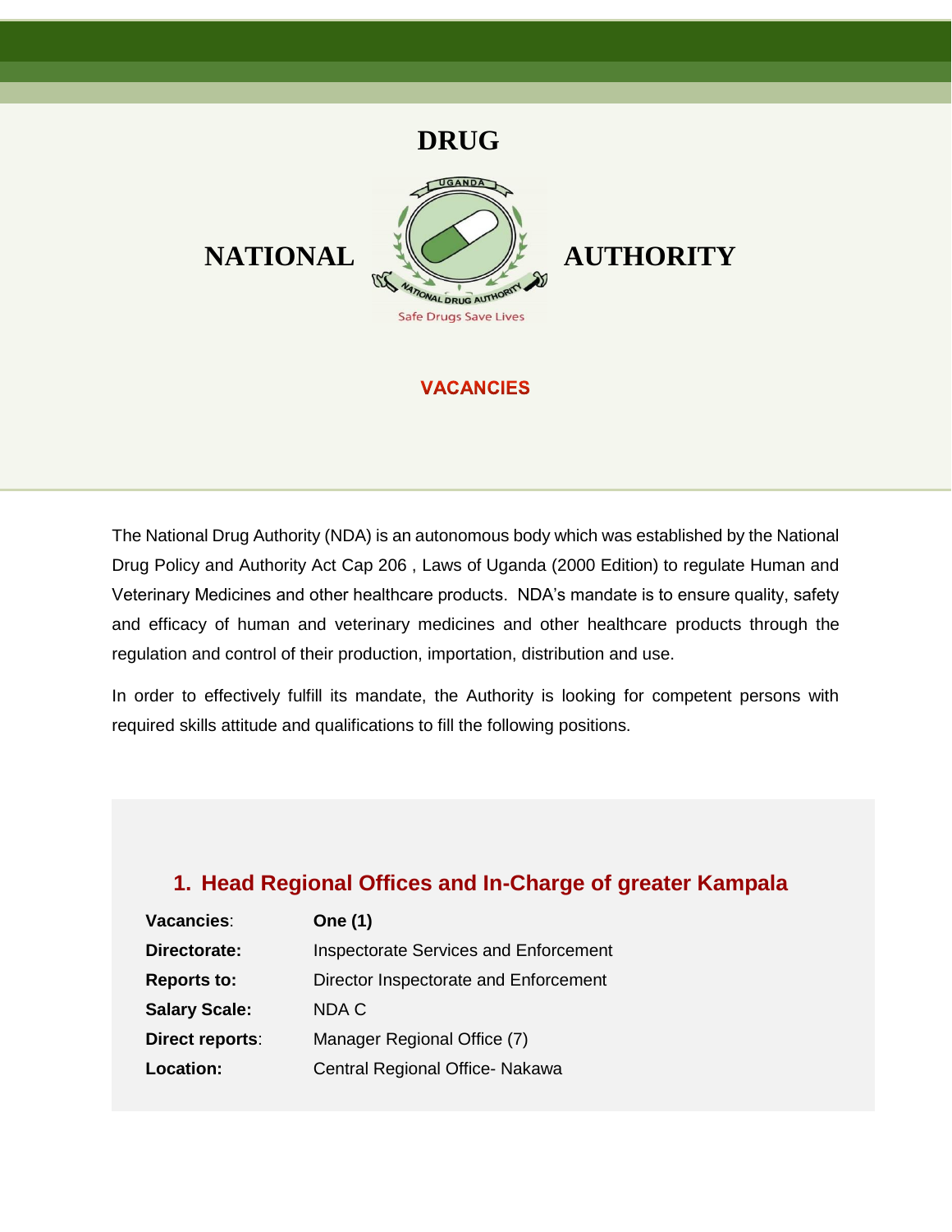# NATIONAL DRUG AUTHORITY

Safe Drugs Save Lives

## VACANCIES

The National Drug Authority (NDA) is an autonomous body which was established by the National Drug Policy and Authority Act Cap 206 , Laws of Uganda (2000 Edition) to regulate Human and Veterinary Medicines and other healthcare products. NDA's mandate is to ensure quality, safety and efficacy of human and veterinary medicines and other healthcare products through the regulation and control of their production, importation, distribution and use.

In order to effectively fulfill its mandate, the Authority is looking for competent persons with required skills attitude and qualifications to fill the following positions.

### 1. Head Regional Offices and In-Charge of greater Kampala

| | |
|---|---|
| **Vacancies**: | **One (1)** |
| **Directorate:** | Inspectorate Services and Enforcement |
| **Reports to:** | Director Inspectorate and Enforcement |
| **Salary Scale:** | NDA C |
| **Direct reports**: | Manager Regional Office (7) |
| **Location:** | Central Regional Office- Nakawa |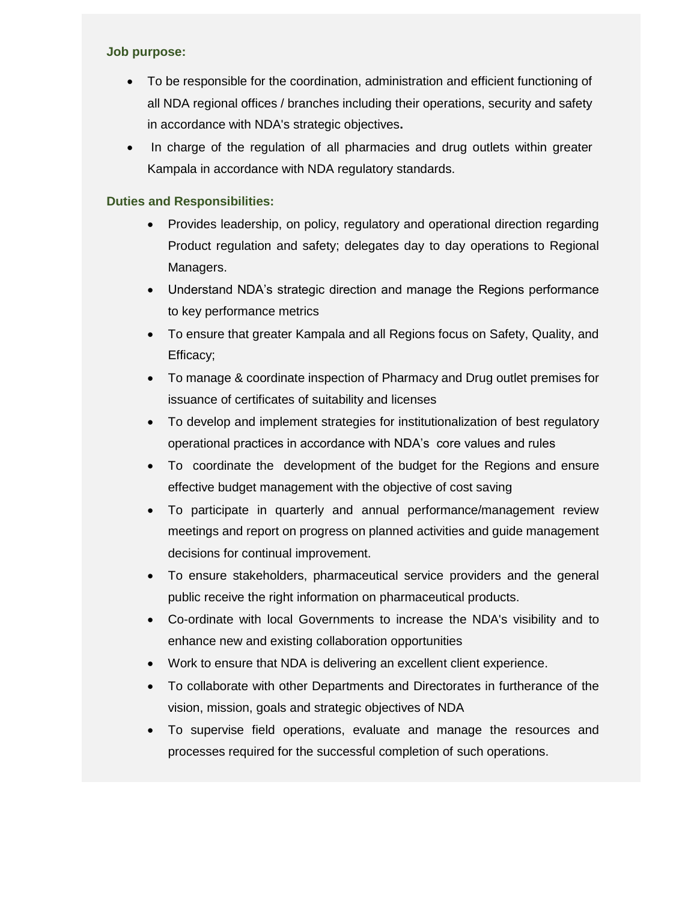**Job purpose:**

- To be responsible for the coordination, administration and efficient functioning of all NDA regional offices / branches including their operations, security and safety in accordance with NDA's strategic objectives**.**
- In charge of the regulation of all pharmacies and drug outlets within greater Kampala in accordance with NDA regulatory standards.

**Duties and Responsibilities:**

- Provides leadership, on policy, regulatory and operational direction regarding Product regulation and safety; delegates day to day operations to Regional Managers.
- Understand NDA's strategic direction and manage the Regions performance to key performance metrics
- To ensure that greater Kampala and all Regions focus on Safety, Quality, and Efficacy;
- To manage & coordinate inspection of Pharmacy and Drug outlet premises for issuance of certificates of suitability and licenses
- To develop and implement strategies for institutionalization of best regulatory operational practices in accordance with NDA's core values and rules
- To coordinate the development of the budget for the Regions and ensure effective budget management with the objective of cost saving
- To participate in quarterly and annual performance/management review meetings and report on progress on planned activities and guide management decisions for continual improvement.
- To ensure stakeholders, pharmaceutical service providers and the general public receive the right information on pharmaceutical products.
- Co-ordinate with local Governments to increase the NDA's visibility and to enhance new and existing collaboration opportunities
- Work to ensure that NDA is delivering an excellent client experience.
- To collaborate with other Departments and Directorates in furtherance of the vision, mission, goals and strategic objectives of NDA
- To supervise field operations, evaluate and manage the resources and processes required for the successful completion of such operations.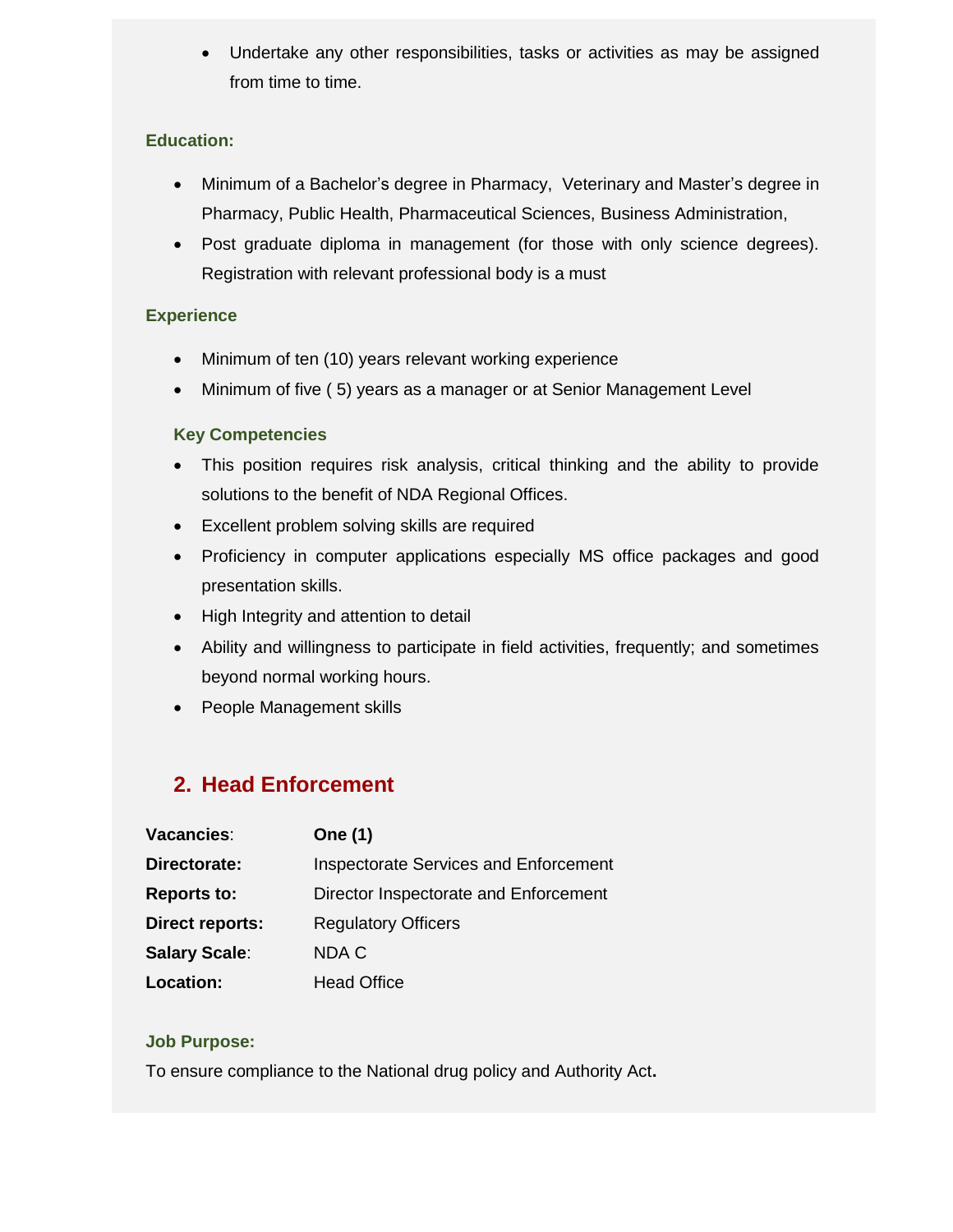- Undertake any other responsibilities, tasks or activities as may be assigned from time to time.

**Education:**

- Minimum of a Bachelor's degree in Pharmacy, Veterinary and Master's degree in Pharmacy, Public Health, Pharmaceutical Sciences, Business Administration,
- Post graduate diploma in management (for those with only science degrees). Registration with relevant professional body is a must

**Experience**

- Minimum of ten (10) years relevant working experience
- Minimum of five ( 5) years as a manager or at Senior Management Level

**Key Competencies**

- This position requires risk analysis, critical thinking and the ability to provide solutions to the benefit of NDA Regional Offices.
- Excellent problem solving skills are required
- Proficiency in computer applications especially MS office packages and good presentation skills.
- High Integrity and attention to detail
- Ability and willingness to participate in field activities, frequently; and sometimes beyond normal working hours.
- People Management skills

## 2. Head Enforcement

**Vacancies**: **One (1)**
**Directorate:** Inspectorate Services and Enforcement
**Reports to:** Director Inspectorate and Enforcement
**Direct reports:** Regulatory Officers
**Salary Scale**: NDA C
**Location:** Head Office

**Job Purpose:**

To ensure compliance to the National drug policy and Authority Act**.**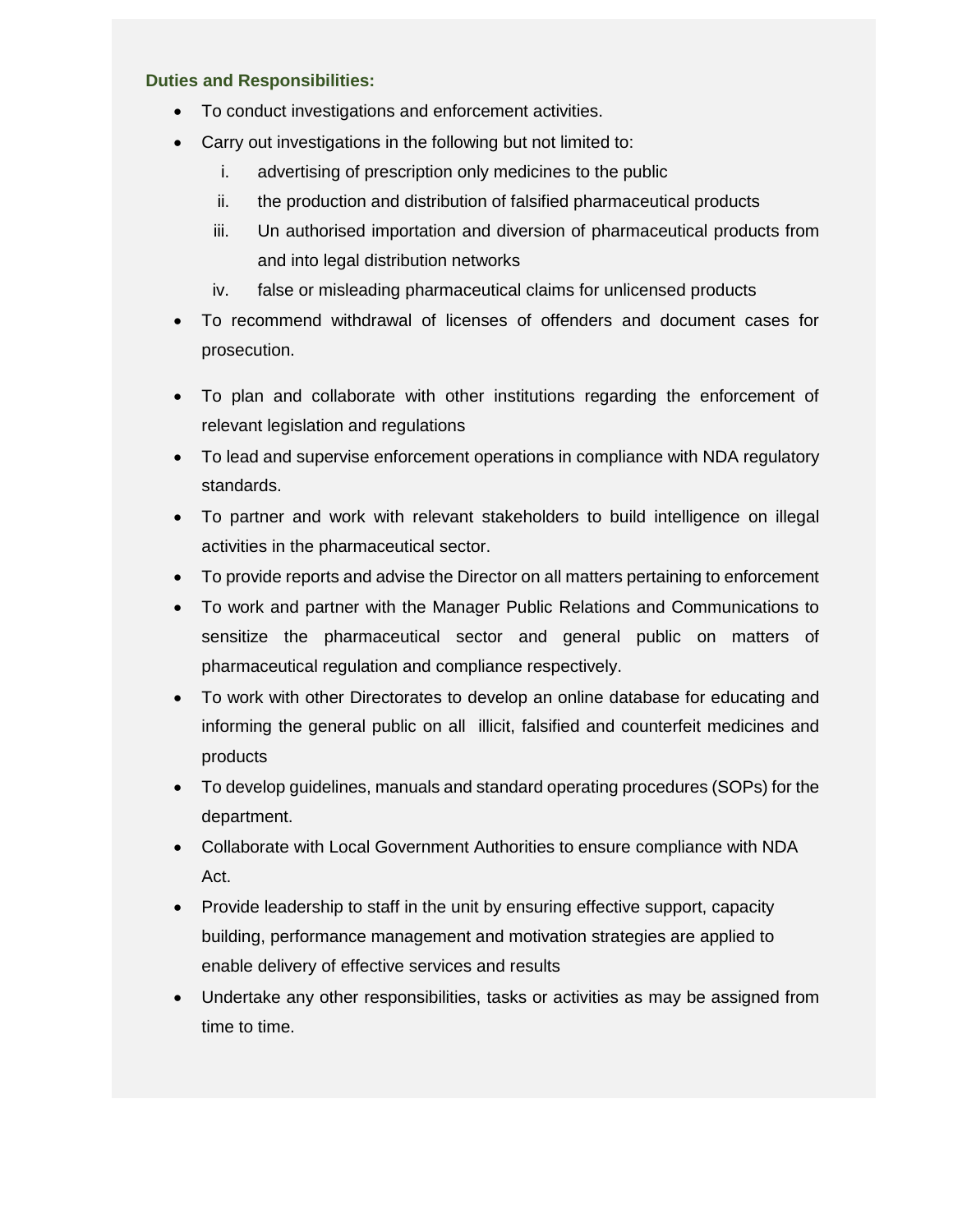**Duties and Responsibilities:**

- To conduct investigations and enforcement activities.
- Carry out investigations in the following but not limited to:
    1. advertising of prescription only medicines to the public
    2. the production and distribution of falsified pharmaceutical products
    3. Un authorised importation and diversion of pharmaceutical products from and into legal distribution networks
    4. false or misleading pharmaceutical claims for unlicensed products
- To recommend withdrawal of licenses of offenders and document cases for prosecution.
- To plan and collaborate with other institutions regarding the enforcement of relevant legislation and regulations
- To lead and supervise enforcement operations in compliance with NDA regulatory standards.
- To partner and work with relevant stakeholders to build intelligence on illegal activities in the pharmaceutical sector.
- To provide reports and advise the Director on all matters pertaining to enforcement
- To work and partner with the Manager Public Relations and Communications to sensitize the pharmaceutical sector and general public on matters of pharmaceutical regulation and compliance respectively.
- To work with other Directorates to develop an online database for educating and informing the general public on all illicit, falsified and counterfeit medicines and products
- To develop guidelines, manuals and standard operating procedures (SOPs) for the department.
- Collaborate with Local Government Authorities to ensure compliance with NDA Act.
- Provide leadership to staff in the unit by ensuring effective support, capacity building, performance management and motivation strategies are applied to enable delivery of effective services and results
- Undertake any other responsibilities, tasks or activities as may be assigned from time to time.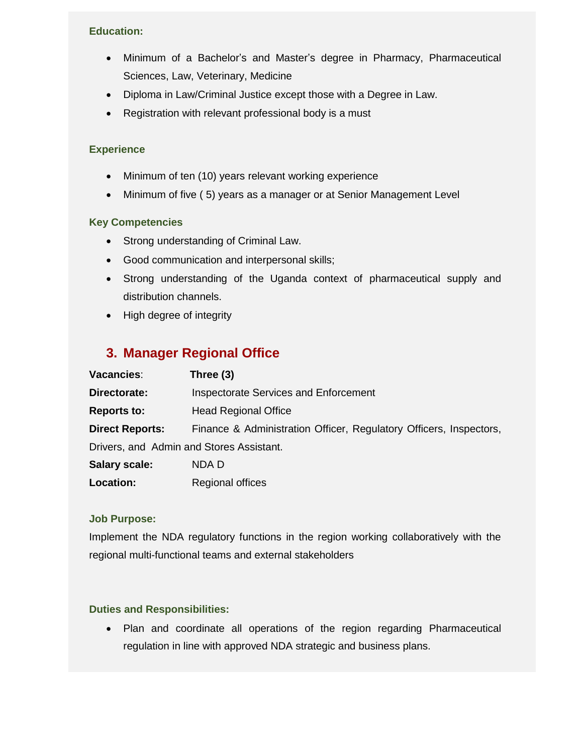**Education:**

- Minimum of a Bachelor's and Master's degree in Pharmacy, Pharmaceutical Sciences, Law, Veterinary, Medicine
- Diploma in Law/Criminal Justice except those with a Degree in Law.
- Registration with relevant professional body is a must

**Experience**

- Minimum of ten (10) years relevant working experience
- Minimum of five ( 5) years as a manager or at Senior Management Level

**Key Competencies**

- Strong understanding of Criminal Law.
- Good communication and interpersonal skills;
- Strong understanding of the Uganda context of pharmaceutical supply and distribution channels.
- High degree of integrity

## 3. Manager Regional Office

**Vacancies**: **Three (3)**

**Directorate:** Inspectorate Services and Enforcement

**Reports to:** Head Regional Office

**Direct Reports:** Finance & Administration Officer, Regulatory Officers, Inspectors, Drivers, and Admin and Stores Assistant.

**Salary scale:** NDA D

**Location:** Regional offices

**Job Purpose:**

Implement the NDA regulatory functions in the region working collaboratively with the regional multi-functional teams and external stakeholders

**Duties and Responsibilities:**

- Plan and coordinate all operations of the region regarding Pharmaceutical regulation in line with approved NDA strategic and business plans.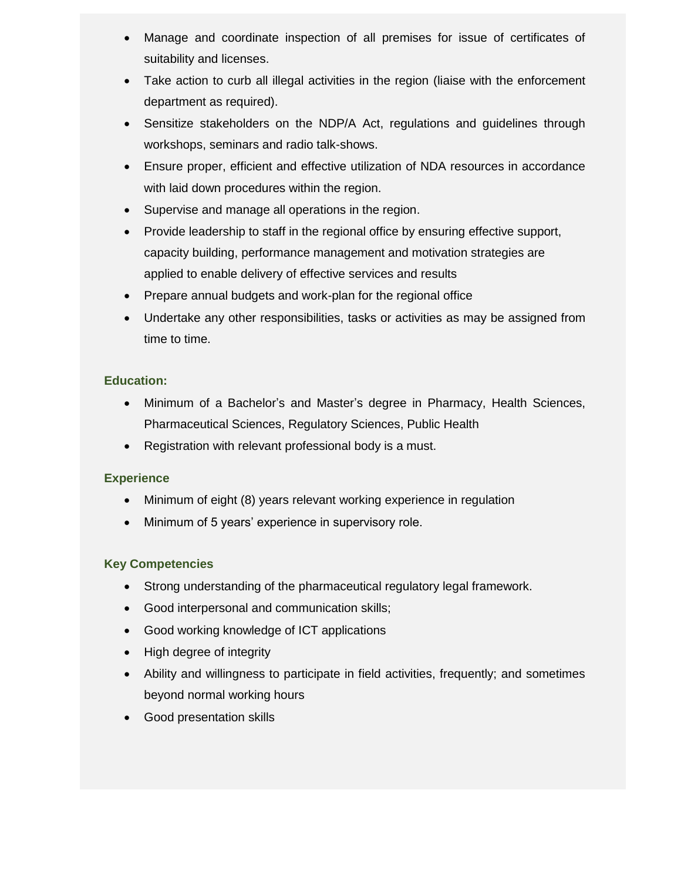- Manage and coordinate inspection of all premises for issue of certificates of suitability and licenses.
- Take action to curb all illegal activities in the region (liaise with the enforcement department as required).
- Sensitize stakeholders on the NDP/A Act, regulations and guidelines through workshops, seminars and radio talk-shows.
- Ensure proper, efficient and effective utilization of NDA resources in accordance with laid down procedures within the region.
- Supervise and manage all operations in the region.
- Provide leadership to staff in the regional office by ensuring effective support, capacity building, performance management and motivation strategies are applied to enable delivery of effective services and results
- Prepare annual budgets and work-plan for the regional office
- Undertake any other responsibilities, tasks or activities as may be assigned from time to time.

**Education:**

- Minimum of a Bachelor's and Master's degree in Pharmacy, Health Sciences, Pharmaceutical Sciences, Regulatory Sciences, Public Health
- Registration with relevant professional body is a must.

**Experience**

- Minimum of eight (8) years relevant working experience in regulation
- Minimum of 5 years' experience in supervisory role.

**Key Competencies**

- Strong understanding of the pharmaceutical regulatory legal framework.
- Good interpersonal and communication skills;
- Good working knowledge of ICT applications
- High degree of integrity
- Ability and willingness to participate in field activities, frequently; and sometimes beyond normal working hours
- Good presentation skills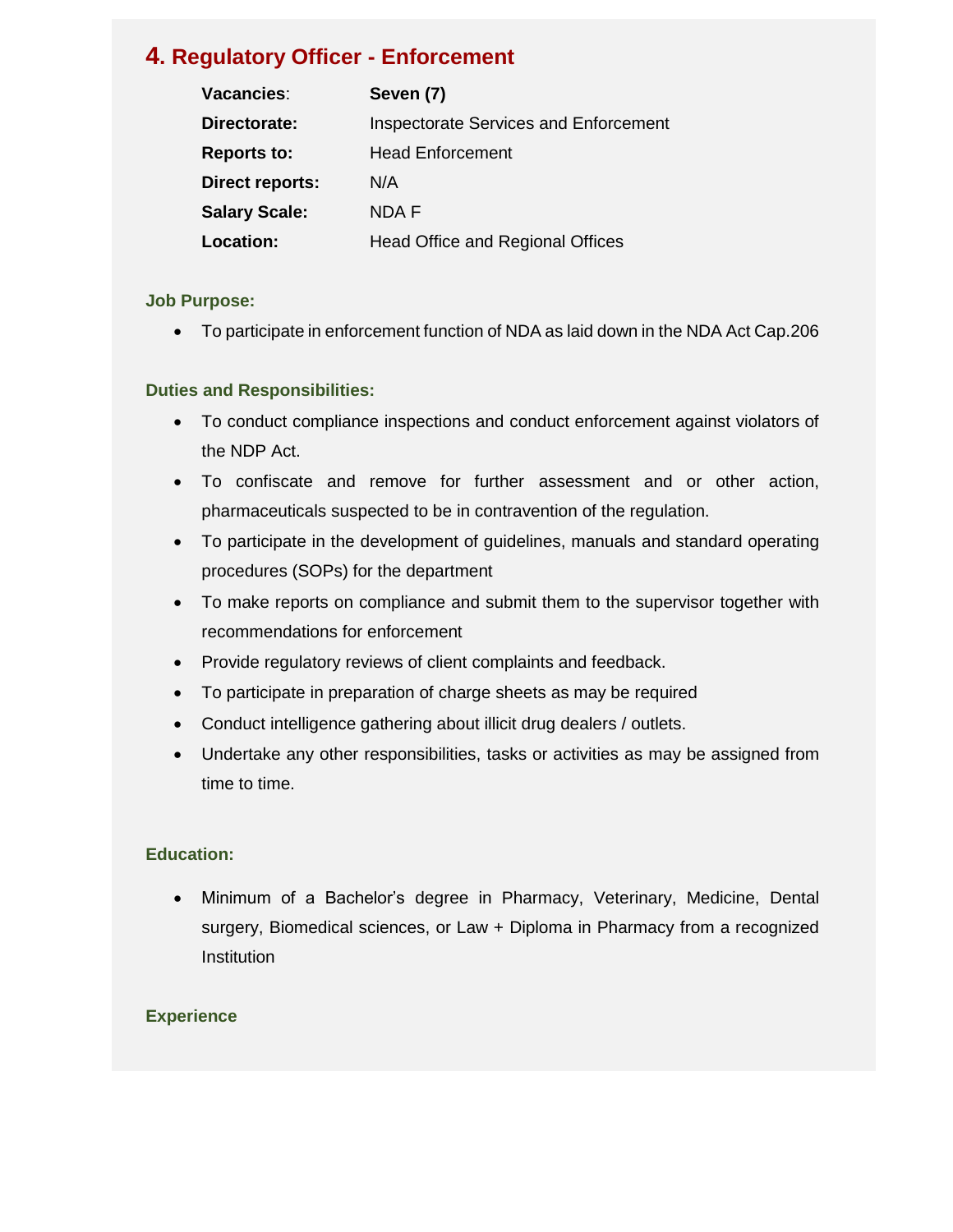## 4. Regulatory Officer - Enforcement

| | |
|---|---|
| **Vacancies**: | **Seven (7)** |
| **Directorate:** | Inspectorate Services and Enforcement |
| **Reports to:** | Head Enforcement |
| **Direct reports:** | N/A |
| **Salary Scale:** | NDA F |
| **Location:** | Head Office and Regional Offices |

### Job Purpose:

- To participate in enforcement function of NDA as laid down in the NDA Act Cap.206

### Duties and Responsibilities:

- To conduct compliance inspections and conduct enforcement against violators of the NDP Act.
- To confiscate and remove for further assessment and or other action, pharmaceuticals suspected to be in contravention of the regulation.
- To participate in the development of guidelines, manuals and standard operating procedures (SOPs) for the department
- To make reports on compliance and submit them to the supervisor together with recommendations for enforcement
- Provide regulatory reviews of client complaints and feedback.
- To participate in preparation of charge sheets as may be required
- Conduct intelligence gathering about illicit drug dealers / outlets.
- Undertake any other responsibilities, tasks or activities as may be assigned from time to time.

### Education:

- Minimum of a Bachelor's degree in Pharmacy, Veterinary, Medicine, Dental surgery, Biomedical sciences, or Law + Diploma in Pharmacy from a recognized Institution

### Experience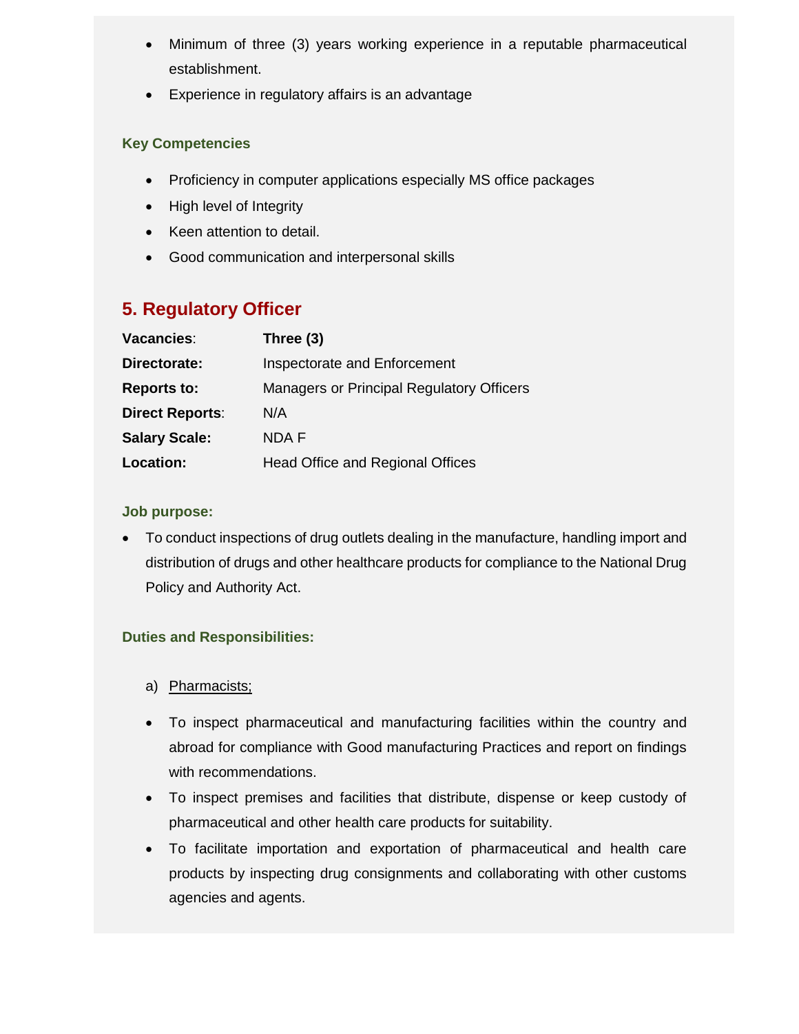- Minimum of three (3) years working experience in a reputable pharmaceutical establishment.
- Experience in regulatory affairs is an advantage

**Key Competencies**

- Proficiency in computer applications especially MS office packages
- High level of Integrity
- Keen attention to detail.
- Good communication and interpersonal skills

## 5. Regulatory Officer

| | |
|---|---|
| **Vacancies**: | **Three (3)** |
| **Directorate:** | Inspectorate and Enforcement |
| **Reports to:** | Managers or Principal Regulatory Officers |
| **Direct Reports**: | N/A |
| **Salary Scale:** | NDA F |
| **Location:** | Head Office and Regional Offices |

**Job purpose:**

- To conduct inspections of drug outlets dealing in the manufacture, handling import and distribution of drugs and other healthcare products for compliance to the National Drug Policy and Authority Act.

**Duties and Responsibilities:**

a) Pharmacists;

- To inspect pharmaceutical and manufacturing facilities within the country and abroad for compliance with Good manufacturing Practices and report on findings with recommendations.
- To inspect premises and facilities that distribute, dispense or keep custody of pharmaceutical and other health care products for suitability.
- To facilitate importation and exportation of pharmaceutical and health care products by inspecting drug consignments and collaborating with other customs agencies and agents.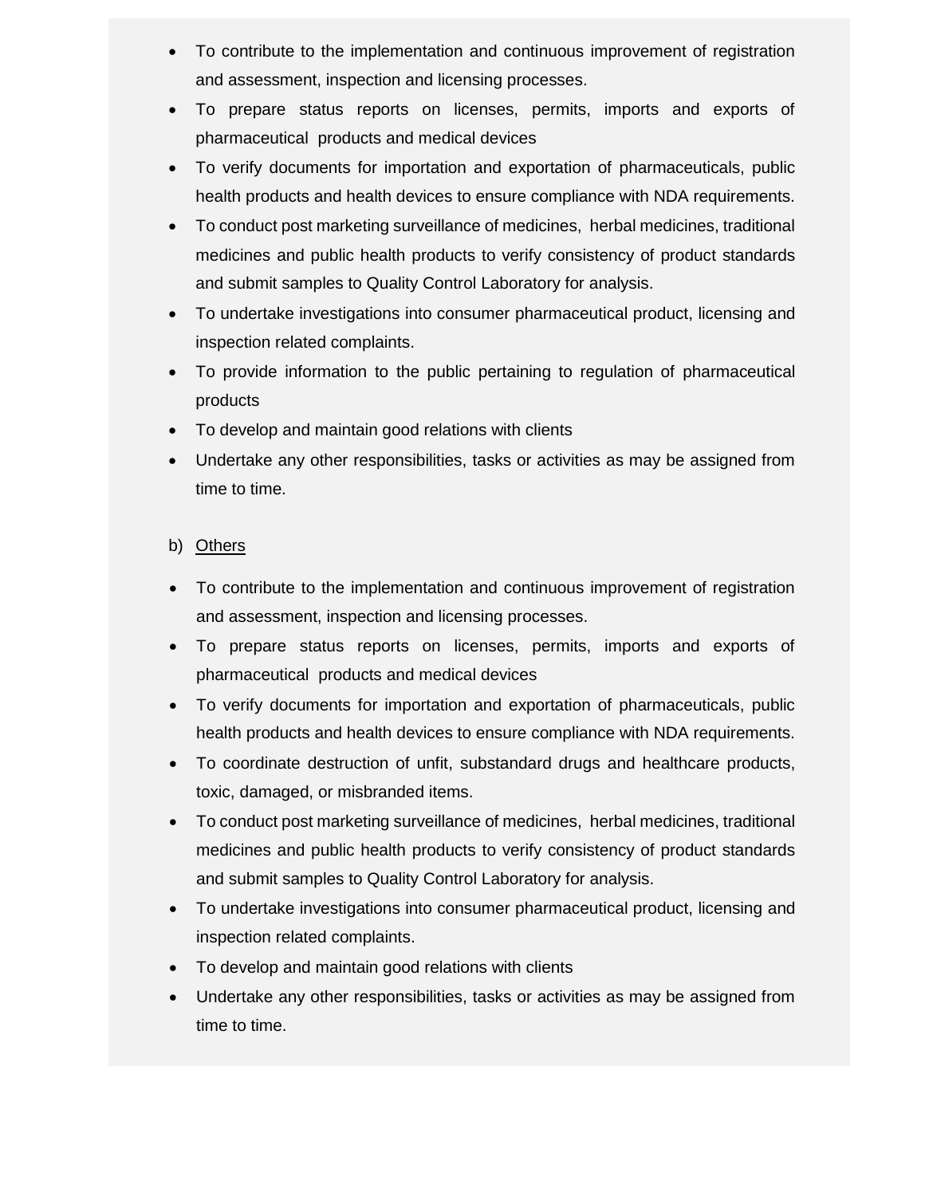- To contribute to the implementation and continuous improvement of registration and assessment, inspection and licensing processes.
- To prepare status reports on licenses, permits, imports and exports of pharmaceutical products and medical devices
- To verify documents for importation and exportation of pharmaceuticals, public health products and health devices to ensure compliance with NDA requirements.
- To conduct post marketing surveillance of medicines, herbal medicines, traditional medicines and public health products to verify consistency of product standards and submit samples to Quality Control Laboratory for analysis.
- To undertake investigations into consumer pharmaceutical product, licensing and inspection related complaints.
- To provide information to the public pertaining to regulation of pharmaceutical products
- To develop and maintain good relations with clients
- Undertake any other responsibilities, tasks or activities as may be assigned from time to time.

b) Others

- To contribute to the implementation and continuous improvement of registration and assessment, inspection and licensing processes.
- To prepare status reports on licenses, permits, imports and exports of pharmaceutical products and medical devices
- To verify documents for importation and exportation of pharmaceuticals, public health products and health devices to ensure compliance with NDA requirements.
- To coordinate destruction of unfit, substandard drugs and healthcare products, toxic, damaged, or misbranded items.
- To conduct post marketing surveillance of medicines, herbal medicines, traditional medicines and public health products to verify consistency of product standards and submit samples to Quality Control Laboratory for analysis.
- To undertake investigations into consumer pharmaceutical product, licensing and inspection related complaints.
- To develop and maintain good relations with clients
- Undertake any other responsibilities, tasks or activities as may be assigned from time to time.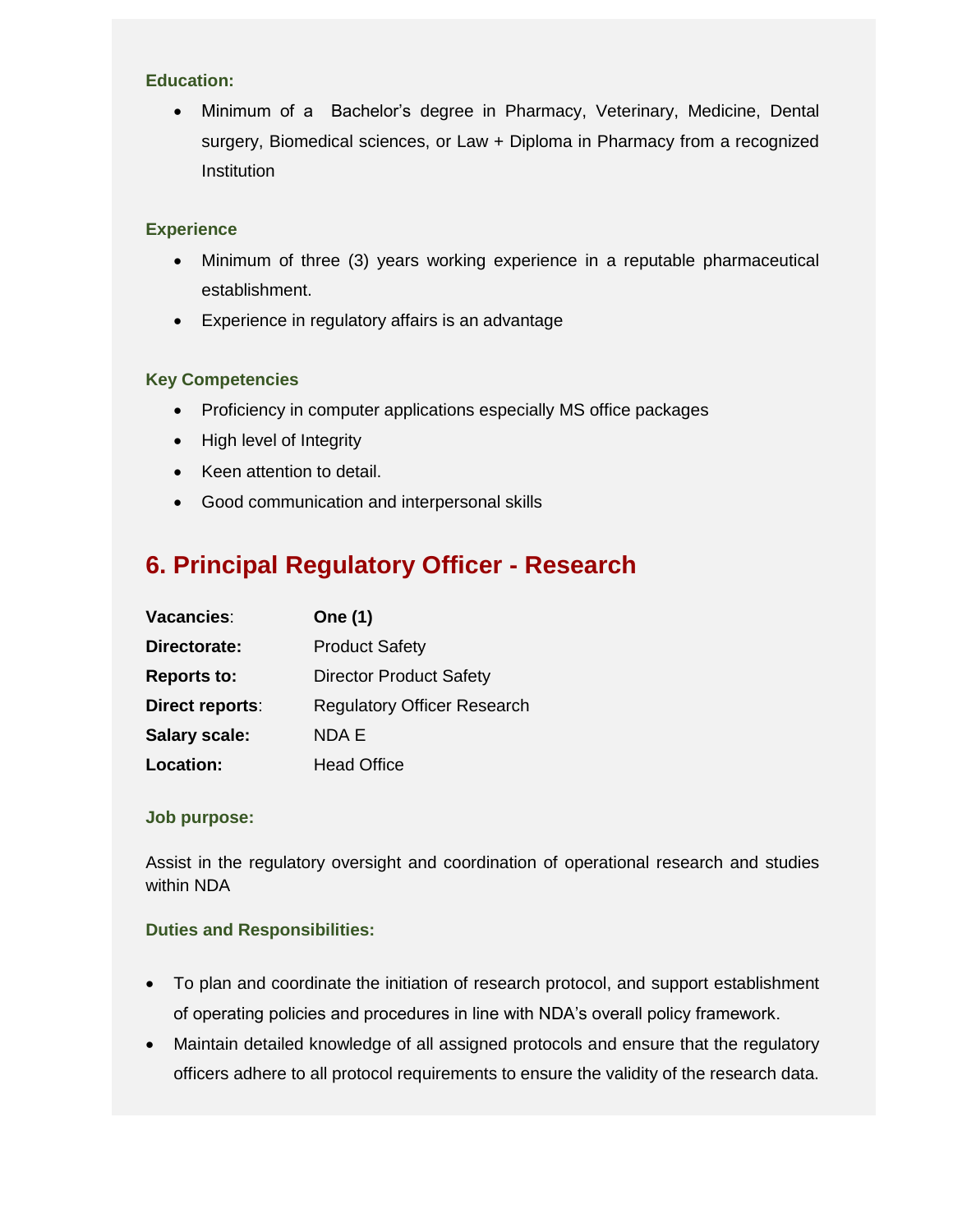#### Education:

- Minimum of a Bachelor's degree in Pharmacy, Veterinary, Medicine, Dental surgery, Biomedical sciences, or Law + Diploma in Pharmacy from a recognized Institution

#### Experience

- Minimum of three (3) years working experience in a reputable pharmaceutical establishment.
- Experience in regulatory affairs is an advantage

#### Key Competencies

- Proficiency in computer applications especially MS office packages
- High level of Integrity
- Keen attention to detail.
- Good communication and interpersonal skills

## 6. Principal Regulatory Officer - Research

**Vacancies**: **One (1)**
**Directorate:** Product Safety
**Reports to:** Director Product Safety
**Direct reports**: Regulatory Officer Research
**Salary scale:** NDA E
**Location:** Head Office

#### Job purpose:

Assist in the regulatory oversight and coordination of operational research and studies within NDA

#### Duties and Responsibilities:

- To plan and coordinate the initiation of research protocol, and support establishment of operating policies and procedures in line with NDA's overall policy framework.
- Maintain detailed knowledge of all assigned protocols and ensure that the regulatory officers adhere to all protocol requirements to ensure the validity of the research data.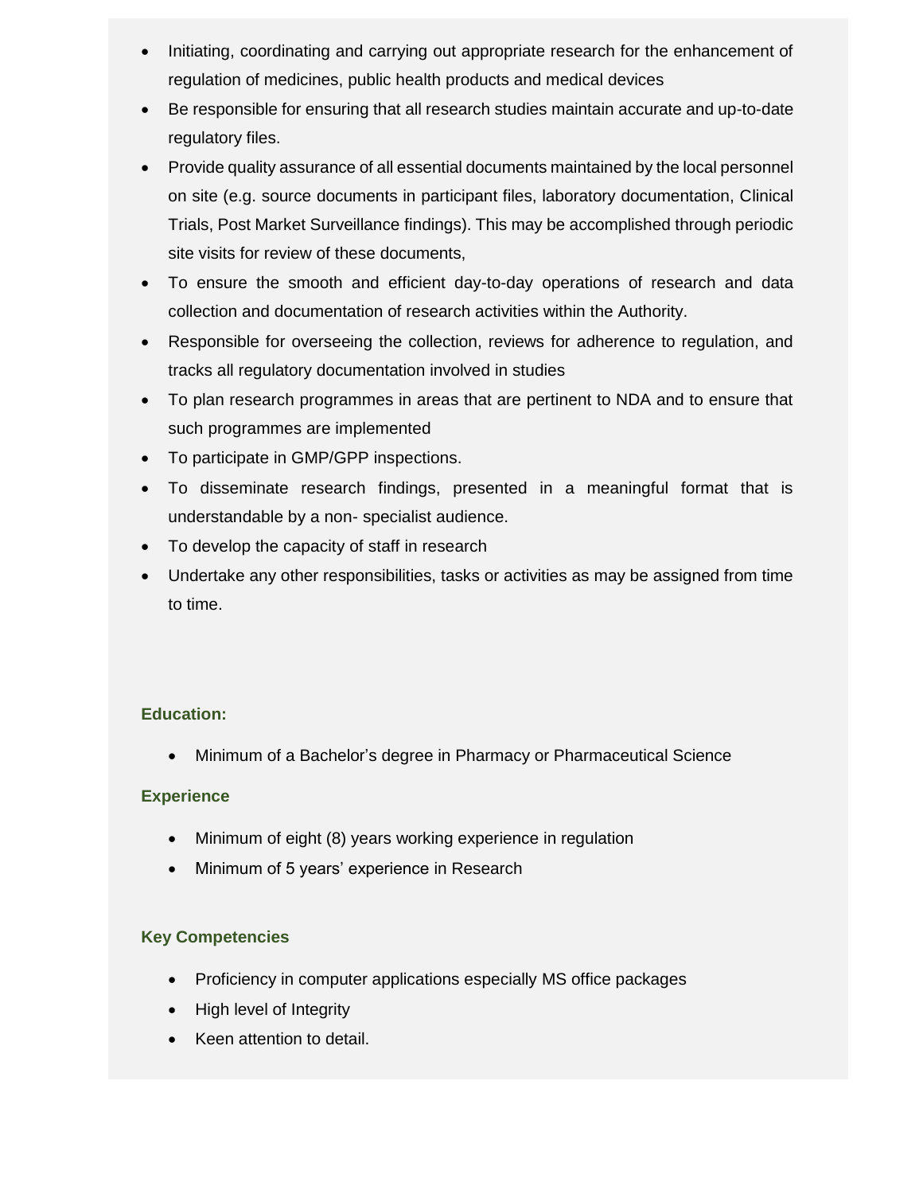- Initiating, coordinating and carrying out appropriate research for the enhancement of regulation of medicines, public health products and medical devices
- Be responsible for ensuring that all research studies maintain accurate and up-to-date regulatory files.
- Provide quality assurance of all essential documents maintained by the local personnel on site (e.g. source documents in participant files, laboratory documentation, Clinical Trials, Post Market Surveillance findings). This may be accomplished through periodic site visits for review of these documents,
- To ensure the smooth and efficient day-to-day operations of research and data collection and documentation of research activities within the Authority.
- Responsible for overseeing the collection, reviews for adherence to regulation, and tracks all regulatory documentation involved in studies
- To plan research programmes in areas that are pertinent to NDA and to ensure that such programmes are implemented
- To participate in GMP/GPP inspections.
- To disseminate research findings, presented in a meaningful format that is understandable by a non- specialist audience.
- To develop the capacity of staff in research
- Undertake any other responsibilities, tasks or activities as may be assigned from time to time.

**Education:**

- Minimum of a Bachelor's degree in Pharmacy or Pharmaceutical Science

**Experience**

- Minimum of eight (8) years working experience in regulation
- Minimum of 5 years' experience in Research

**Key Competencies**

- Proficiency in computer applications especially MS office packages
- High level of Integrity
- Keen attention to detail.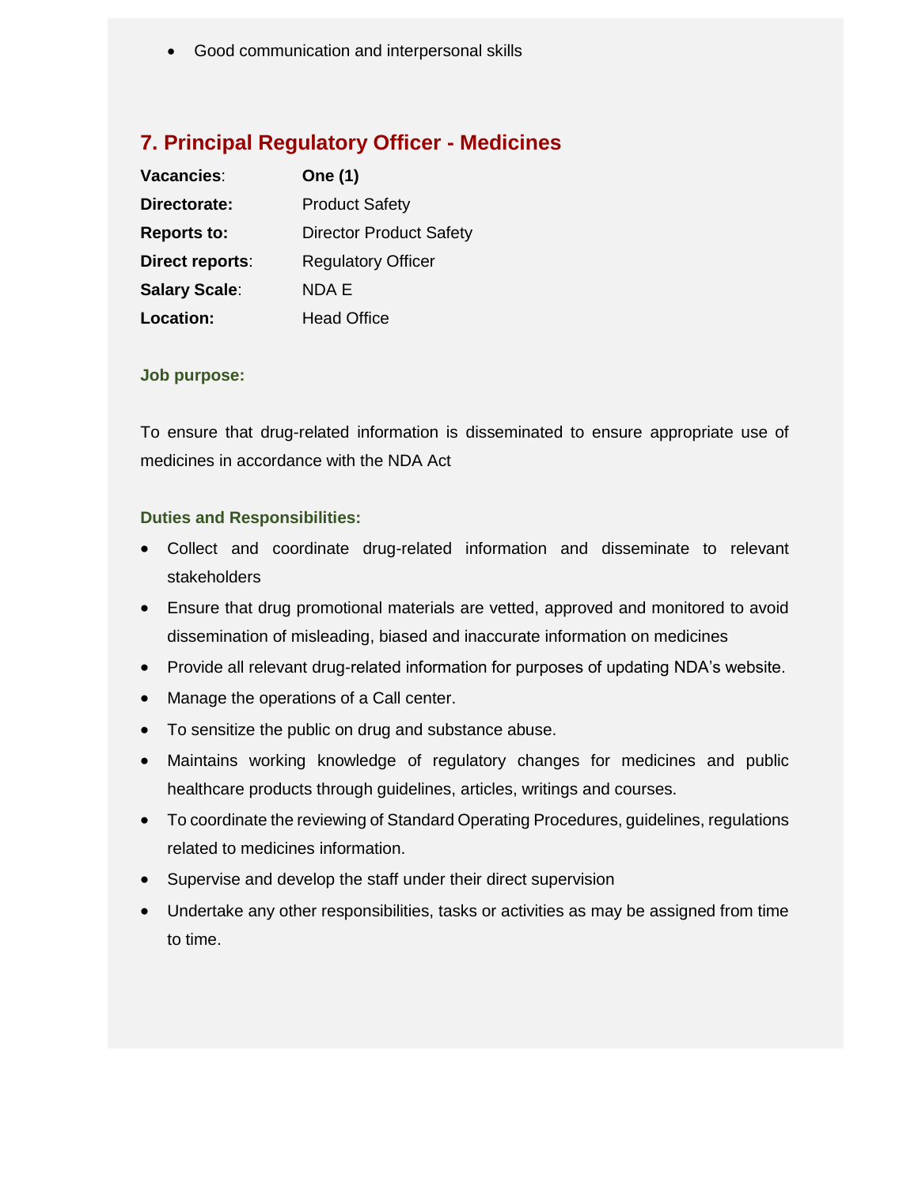- Good communication and interpersonal skills

## 7. Principal Regulatory Officer - Medicines

| | |
|---|---|
| **Vacancies**: | **One (1)** |
| **Directorate:** | Product Safety |
| **Reports to:** | Director Product Safety |
| **Direct reports**: | Regulatory Officer |
| **Salary Scale**: | NDA E |
| **Location:** | Head Office |

**Job purpose:**

To ensure that drug-related information is disseminated to ensure appropriate use of medicines in accordance with the NDA Act

**Duties and Responsibilities:**

- Collect and coordinate drug-related information and disseminate to relevant stakeholders
- Ensure that drug promotional materials are vetted, approved and monitored to avoid dissemination of misleading, biased and inaccurate information on medicines
- Provide all relevant drug-related information for purposes of updating NDA's website.
- Manage the operations of a Call center.
- To sensitize the public on drug and substance abuse.
- Maintains working knowledge of regulatory changes for medicines and public healthcare products through guidelines, articles, writings and courses.
- To coordinate the reviewing of Standard Operating Procedures, guidelines, regulations related to medicines information.
- Supervise and develop the staff under their direct supervision
- Undertake any other responsibilities, tasks or activities as may be assigned from time to time.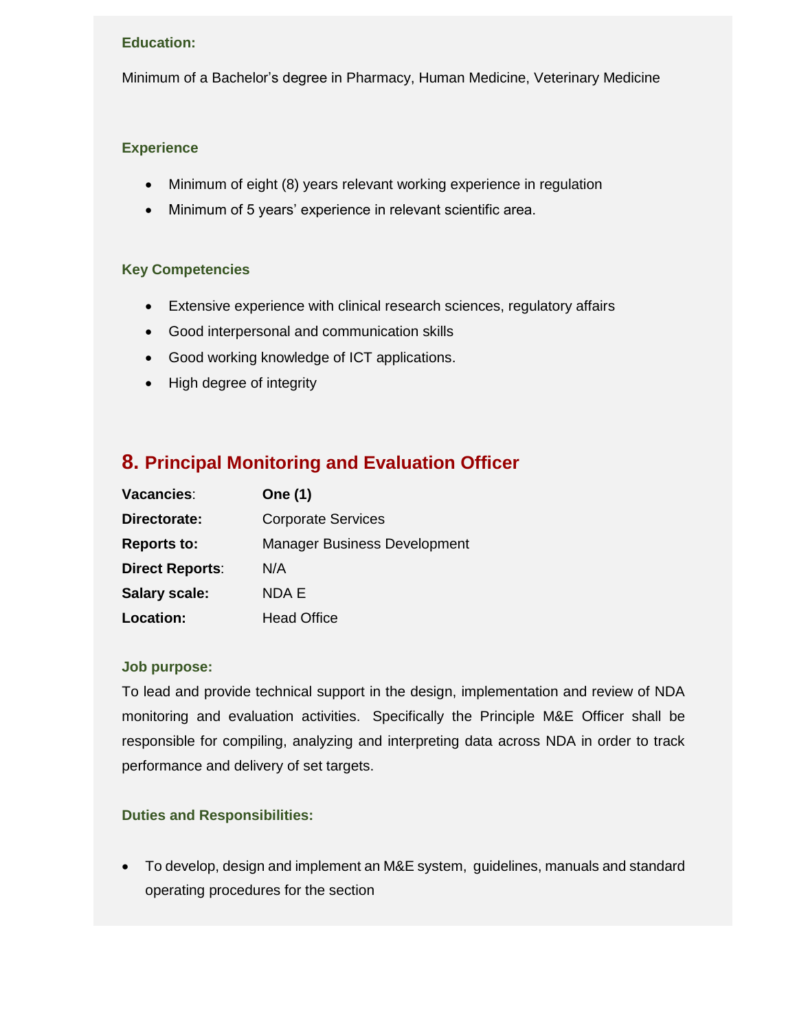#### Education:

Minimum of a Bachelor's degree in Pharmacy, Human Medicine, Veterinary Medicine

#### Experience

- Minimum of eight (8) years relevant working experience in regulation
- Minimum of 5 years' experience in relevant scientific area.

#### Key Competencies

- Extensive experience with clinical research sciences, regulatory affairs
- Good interpersonal and communication skills
- Good working knowledge of ICT applications.
- High degree of integrity

## 8. Principal Monitoring and Evaluation Officer

| | |
|---|---|
| **Vacancies**: | **One (1)** |
| **Directorate:** | Corporate Services |
| **Reports to:** | Manager Business Development |
| **Direct Reports**: | N/A |
| **Salary scale:** | NDA E |
| **Location:** | Head Office |

#### Job purpose:

To lead and provide technical support in the design, implementation and review of NDA monitoring and evaluation activities. Specifically the Principle M&E Officer shall be responsible for compiling, analyzing and interpreting data across NDA in order to track performance and delivery of set targets.

#### Duties and Responsibilities:

- To develop, design and implement an M&E system, guidelines, manuals and standard operating procedures for the section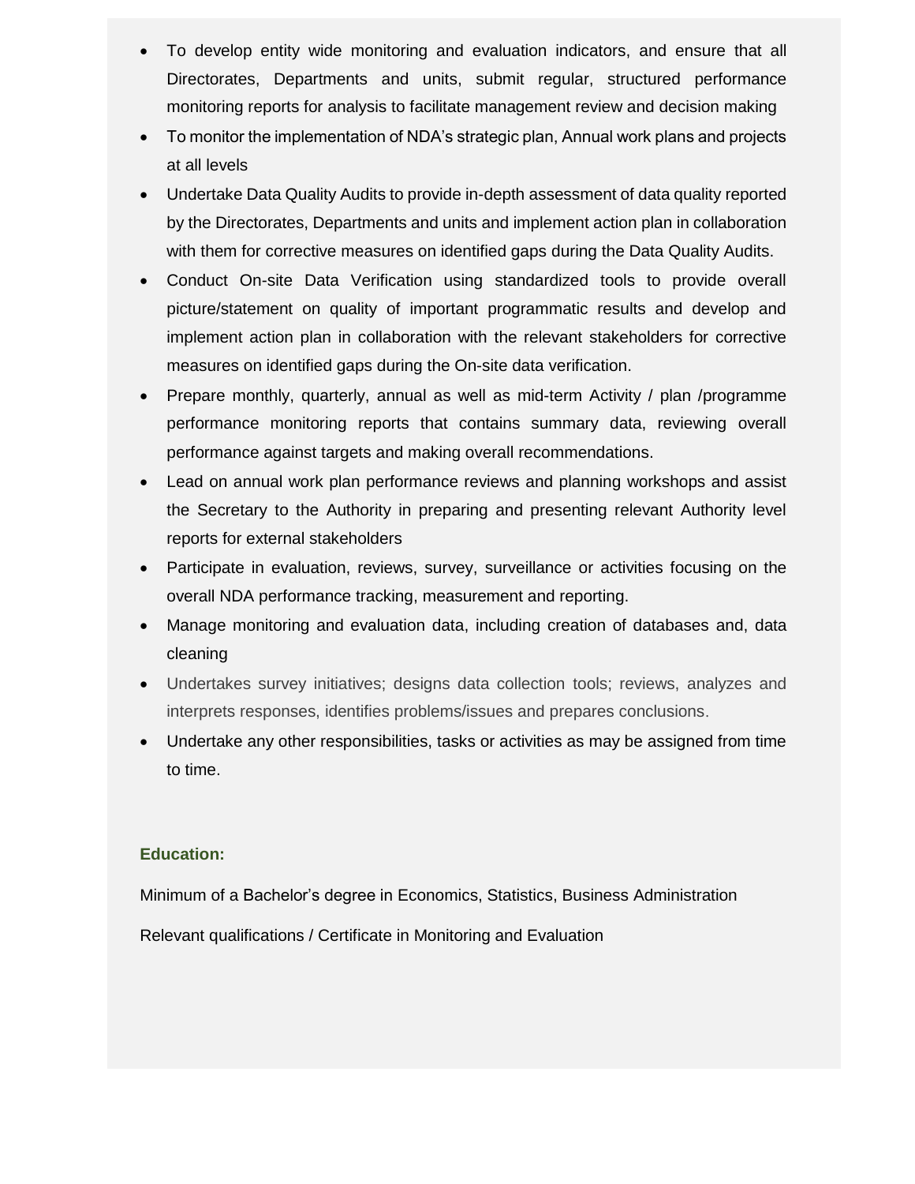- To develop entity wide monitoring and evaluation indicators, and ensure that all Directorates, Departments and units, submit regular, structured performance monitoring reports for analysis to facilitate management review and decision making
- To monitor the implementation of NDA's strategic plan, Annual work plans and projects at all levels
- Undertake Data Quality Audits to provide in-depth assessment of data quality reported by the Directorates, Departments and units and implement action plan in collaboration with them for corrective measures on identified gaps during the Data Quality Audits.
- Conduct On-site Data Verification using standardized tools to provide overall picture/statement on quality of important programmatic results and develop and implement action plan in collaboration with the relevant stakeholders for corrective measures on identified gaps during the On-site data verification.
- Prepare monthly, quarterly, annual as well as mid-term Activity / plan /programme performance monitoring reports that contains summary data, reviewing overall performance against targets and making overall recommendations.
- Lead on annual work plan performance reviews and planning workshops and assist the Secretary to the Authority in preparing and presenting relevant Authority level reports for external stakeholders
- Participate in evaluation, reviews, survey, surveillance or activities focusing on the overall NDA performance tracking, measurement and reporting.
- Manage monitoring and evaluation data, including creation of databases and, data cleaning
- Undertakes survey initiatives; designs data collection tools; reviews, analyzes and interprets responses, identifies problems/issues and prepares conclusions.
- Undertake any other responsibilities, tasks or activities as may be assigned from time to time.

**Education:**

Minimum of a Bachelor's degree in Economics, Statistics, Business Administration

Relevant qualifications / Certificate in Monitoring and Evaluation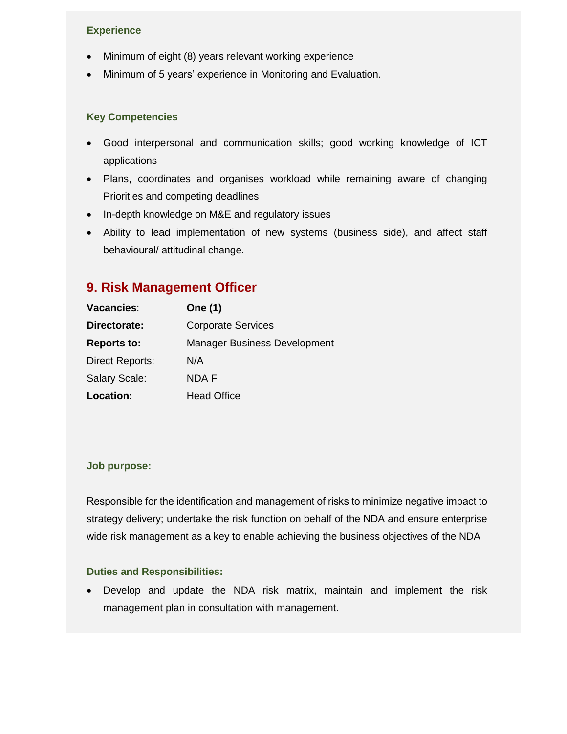### Experience

- Minimum of eight (8) years relevant working experience
- Minimum of 5 years' experience in Monitoring and Evaluation.

### Key Competencies

- Good interpersonal and communication skills; good working knowledge of ICT applications
- Plans, coordinates and organises workload while remaining aware of changing Priorities and competing deadlines
- In-depth knowledge on M&E and regulatory issues
- Ability to lead implementation of new systems (business side), and affect staff behavioural/ attitudinal change.

## 9. Risk Management Officer

| | |
|---|---|
| **Vacancies**: | **One (1)** |
| **Directorate:** | Corporate Services |
| **Reports to:** | Manager Business Development |
| Direct Reports: | N/A |
| Salary Scale: | NDA F |
| **Location:** | Head Office |

### Job purpose:

Responsible for the identification and management of risks to minimize negative impact to strategy delivery; undertake the risk function on behalf of the NDA and ensure enterprise wide risk management as a key to enable achieving the business objectives of the NDA

### Duties and Responsibilities:

- Develop and update the NDA risk matrix, maintain and implement the risk management plan in consultation with management.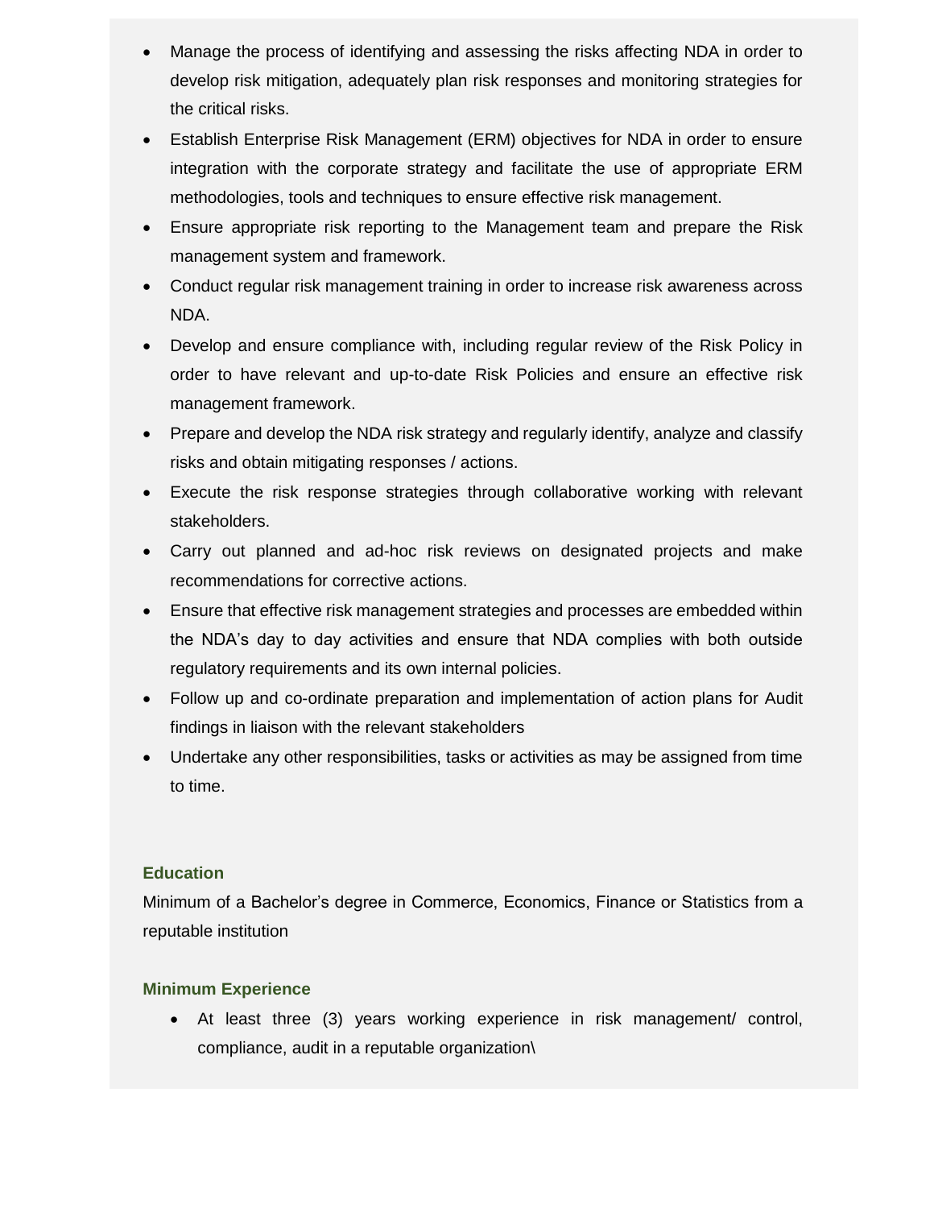- Manage the process of identifying and assessing the risks affecting NDA in order to develop risk mitigation, adequately plan risk responses and monitoring strategies for the critical risks.
- Establish Enterprise Risk Management (ERM) objectives for NDA in order to ensure integration with the corporate strategy and facilitate the use of appropriate ERM methodologies, tools and techniques to ensure effective risk management.
- Ensure appropriate risk reporting to the Management team and prepare the Risk management system and framework.
- Conduct regular risk management training in order to increase risk awareness across NDA.
- Develop and ensure compliance with, including regular review of the Risk Policy in order to have relevant and up-to-date Risk Policies and ensure an effective risk management framework.
- Prepare and develop the NDA risk strategy and regularly identify, analyze and classify risks and obtain mitigating responses / actions.
- Execute the risk response strategies through collaborative working with relevant stakeholders.
- Carry out planned and ad-hoc risk reviews on designated projects and make recommendations for corrective actions.
- Ensure that effective risk management strategies and processes are embedded within the NDA's day to day activities and ensure that NDA complies with both outside regulatory requirements and its own internal policies.
- Follow up and co-ordinate preparation and implementation of action plans for Audit findings in liaison with the relevant stakeholders
- Undertake any other responsibilities, tasks or activities as may be assigned from time to time.

**Education**

Minimum of a Bachelor's degree in Commerce, Economics, Finance or Statistics from a reputable institution

**Minimum Experience**

- At least three (3) years working experience in risk management/ control, compliance, audit in a reputable organization\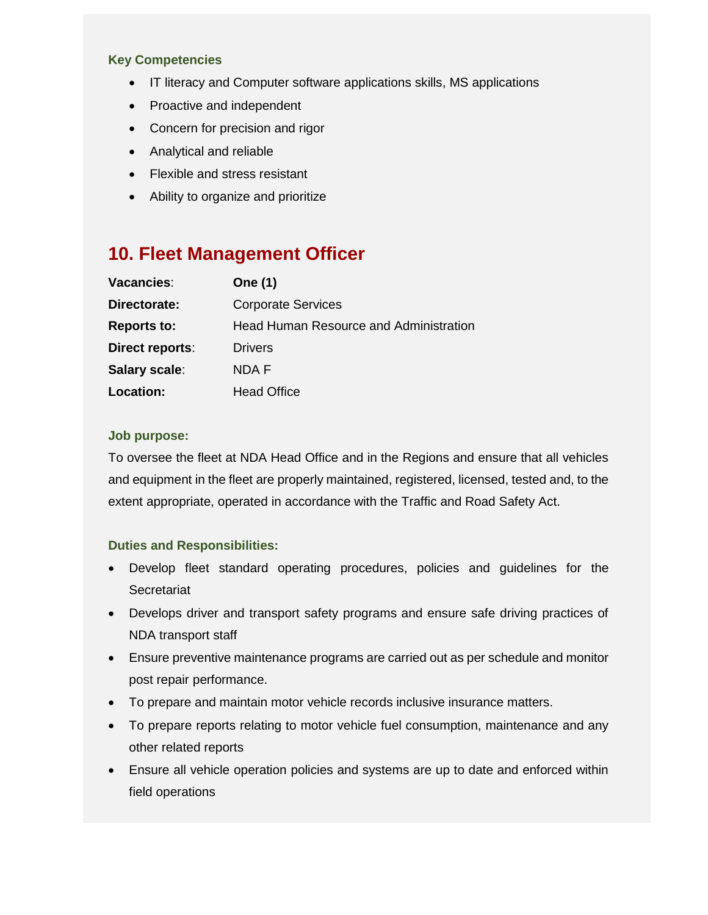#### Key Competencies

- IT literacy and Computer software applications skills, MS applications
- Proactive and independent
- Concern for precision and rigor
- Analytical and reliable
- Flexible and stress resistant
- Ability to organize and prioritize

## 10. Fleet Management Officer

| | |
|---|---|
| **Vacancies**: | **One (1)** |
| **Directorate:** | Corporate Services |
| **Reports to:** | Head Human Resource and Administration |
| **Direct reports**: | Drivers |
| **Salary scale**: | NDA F |
| **Location:** | Head Office |

#### Job purpose:

To oversee the fleet at NDA Head Office and in the Regions and ensure that all vehicles and equipment in the fleet are properly maintained, registered, licensed, tested and, to the extent appropriate, operated in accordance with the Traffic and Road Safety Act.

#### Duties and Responsibilities:

- Develop fleet standard operating procedures, policies and guidelines for the Secretariat
- Develops driver and transport safety programs and ensure safe driving practices of NDA transport staff
- Ensure preventive maintenance programs are carried out as per schedule and monitor post repair performance.
- To prepare and maintain motor vehicle records inclusive insurance matters.
- To prepare reports relating to motor vehicle fuel consumption, maintenance and any other related reports
- Ensure all vehicle operation policies and systems are up to date and enforced within field operations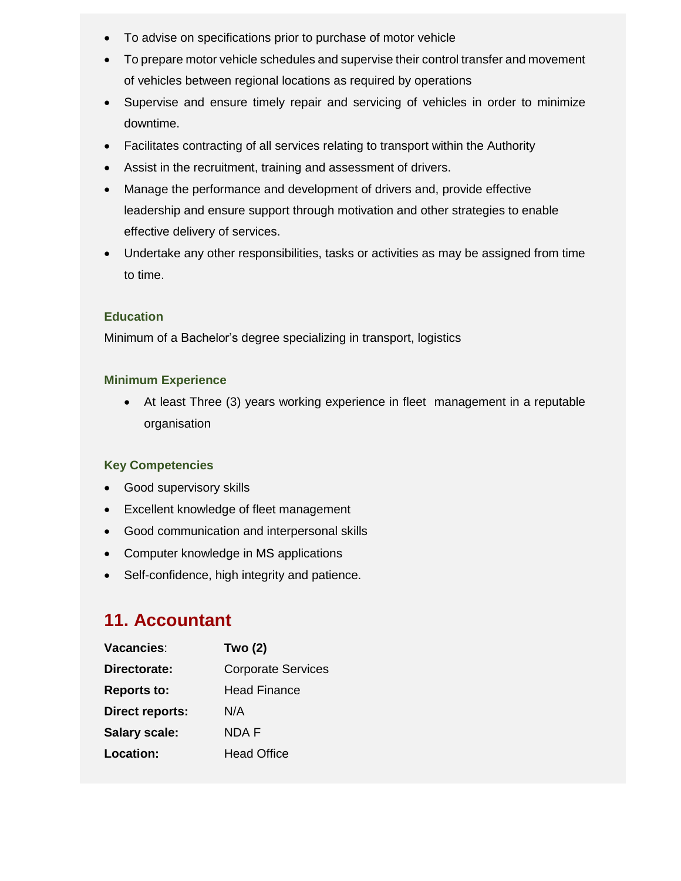- To advise on specifications prior to purchase of motor vehicle
- To prepare motor vehicle schedules and supervise their control transfer and movement of vehicles between regional locations as required by operations
- Supervise and ensure timely repair and servicing of vehicles in order to minimize downtime.
- Facilitates contracting of all services relating to transport within the Authority
- Assist in the recruitment, training and assessment of drivers.
- Manage the performance and development of drivers and, provide effective leadership and ensure support through motivation and other strategies to enable effective delivery of services.
- Undertake any other responsibilities, tasks or activities as may be assigned from time to time.

### Education

Minimum of a Bachelor's degree specializing in transport, logistics

### Minimum Experience

- At least Three (3) years working experience in fleet management in a reputable organisation

### Key Competencies

- Good supervisory skills
- Excellent knowledge of fleet management
- Good communication and interpersonal skills
- Computer knowledge in MS applications
- Self-confidence, high integrity and patience.

## 11. Accountant

| | |
|---|---|
| **Vacancies**: | **Two (2)** |
| **Directorate:** | Corporate Services |
| **Reports to:** | Head Finance |
| **Direct reports:** | N/A |
| **Salary scale:** | NDA F |
| **Location:** | Head Office |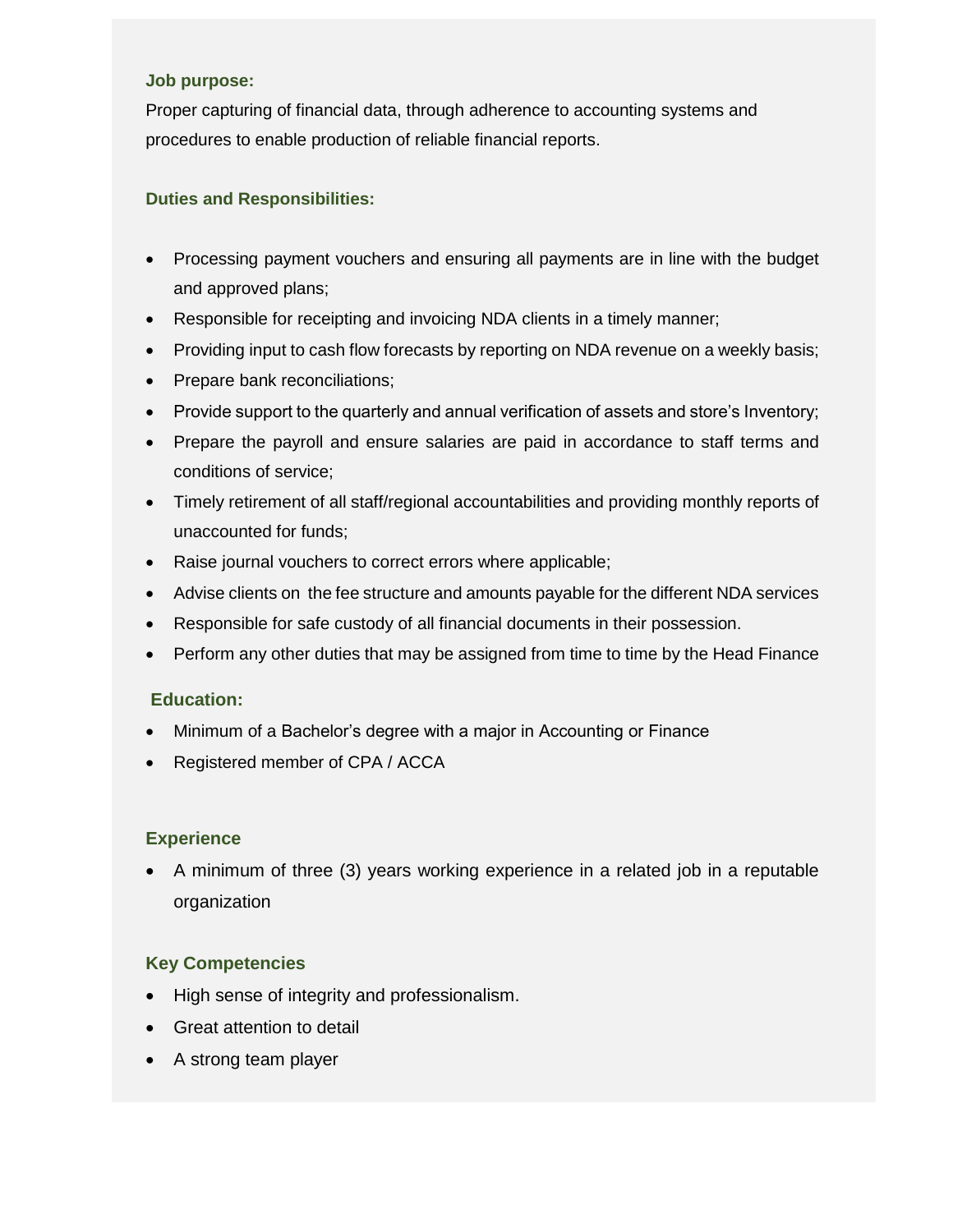### Job purpose:

Proper capturing of financial data, through adherence to accounting systems and procedures to enable production of reliable financial reports.

### Duties and Responsibilities:

- Processing payment vouchers and ensuring all payments are in line with the budget and approved plans;
- Responsible for receipting and invoicing NDA clients in a timely manner;
- Providing input to cash flow forecasts by reporting on NDA revenue on a weekly basis;
- Prepare bank reconciliations;
- Provide support to the quarterly and annual verification of assets and store's Inventory;
- Prepare the payroll and ensure salaries are paid in accordance to staff terms and conditions of service;
- Timely retirement of all staff/regional accountabilities and providing monthly reports of unaccounted for funds;
- Raise journal vouchers to correct errors where applicable;
- Advise clients on the fee structure and amounts payable for the different NDA services
- Responsible for safe custody of all financial documents in their possession.
- Perform any other duties that may be assigned from time to time by the Head Finance

### Education:

- Minimum of a Bachelor's degree with a major in Accounting or Finance
- Registered member of CPA / ACCA

### Experience

- A minimum of three (3) years working experience in a related job in a reputable organization

### Key Competencies

- High sense of integrity and professionalism.
- Great attention to detail
- A strong team player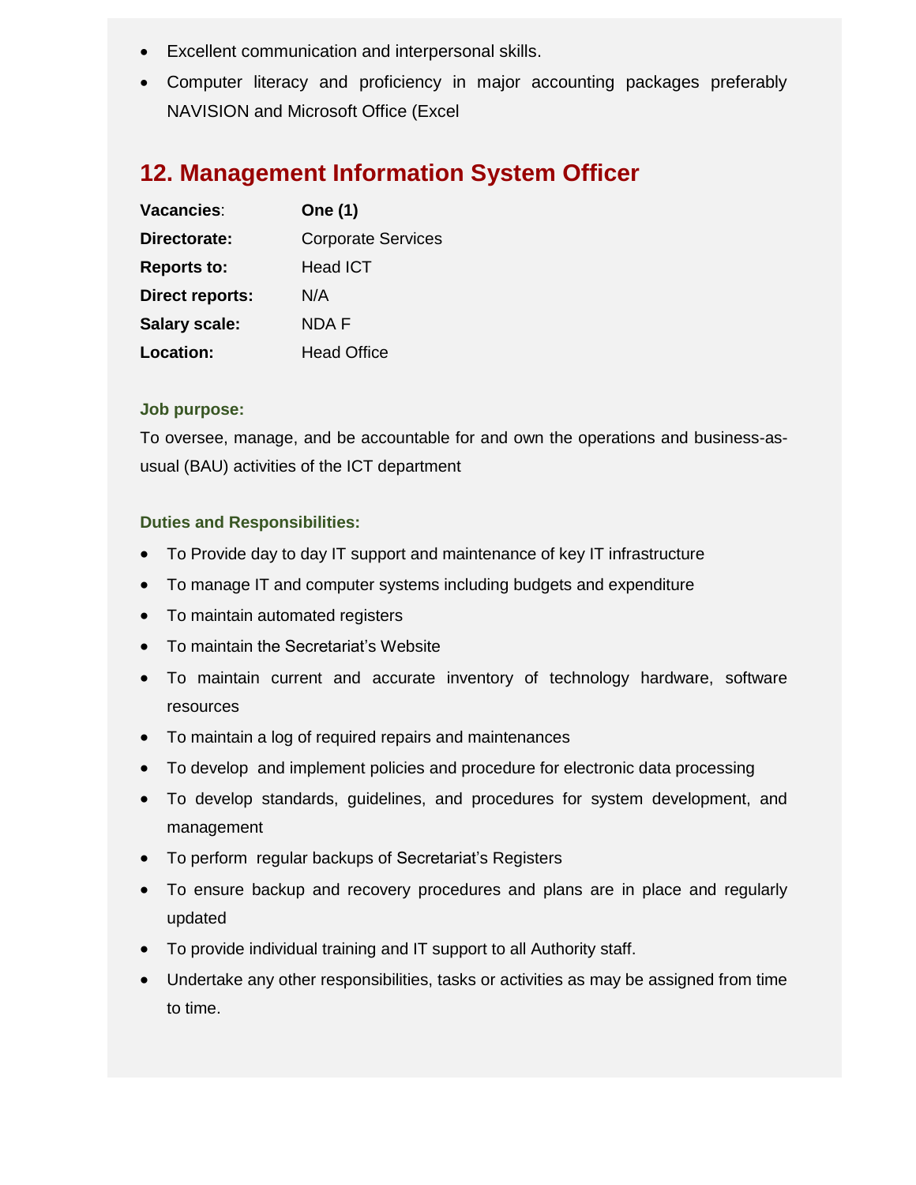- Excellent communication and interpersonal skills.
- Computer literacy and proficiency in major accounting packages preferably NAVISION and Microsoft Office (Excel

## 12. Management Information System Officer

| | |
|---|---|
| **Vacancies**: | **One (1)** |
| **Directorate:** | Corporate Services |
| **Reports to:** | Head ICT |
| **Direct reports:** | N/A |
| **Salary scale:** | NDA F |
| **Location:** | Head Office |

**Job purpose:**

To oversee, manage, and be accountable for and own the operations and business-as-usual (BAU) activities of the ICT department

**Duties and Responsibilities:**

- To Provide day to day IT support and maintenance of key IT infrastructure
- To manage IT and computer systems including budgets and expenditure
- To maintain automated registers
- To maintain the Secretariat's Website
- To maintain current and accurate inventory of technology hardware, software resources
- To maintain a log of required repairs and maintenances
- To develop and implement policies and procedure for electronic data processing
- To develop standards, guidelines, and procedures for system development, and management
- To perform regular backups of Secretariat's Registers
- To ensure backup and recovery procedures and plans are in place and regularly updated
- To provide individual training and IT support to all Authority staff.
- Undertake any other responsibilities, tasks or activities as may be assigned from time to time.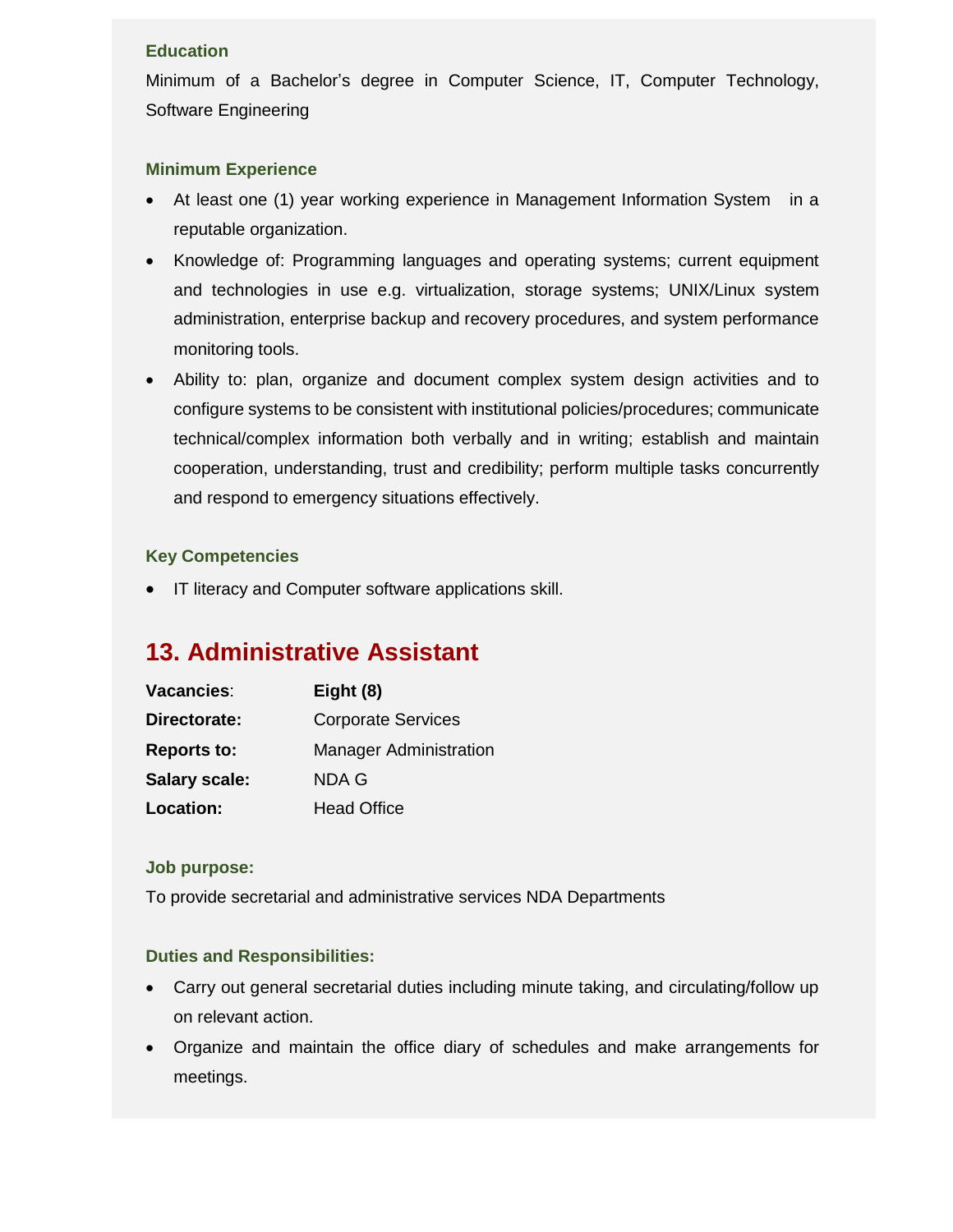#### Education

Minimum of a Bachelor's degree in Computer Science, IT, Computer Technology, Software Engineering

#### Minimum Experience

- At least one (1) year working experience in Management Information System in a reputable organization.
- Knowledge of: Programming languages and operating systems; current equipment and technologies in use e.g. virtualization, storage systems; UNIX/Linux system administration, enterprise backup and recovery procedures, and system performance monitoring tools.
- Ability to: plan, organize and document complex system design activities and to configure systems to be consistent with institutional policies/procedures; communicate technical/complex information both verbally and in writing; establish and maintain cooperation, understanding, trust and credibility; perform multiple tasks concurrently and respond to emergency situations effectively.

#### Key Competencies

- IT literacy and Computer software applications skill.

## 13. Administrative Assistant

| | |
|---|---|
| **Vacancies**: | **Eight (8)** |
| **Directorate:** | Corporate Services |
| **Reports to:** | Manager Administration |
| **Salary scale:** | NDA G |
| **Location:** | Head Office |

#### Job purpose:

To provide secretarial and administrative services NDA Departments

#### Duties and Responsibilities:

- Carry out general secretarial duties including minute taking, and circulating/follow up on relevant action.
- Organize and maintain the office diary of schedules and make arrangements for meetings.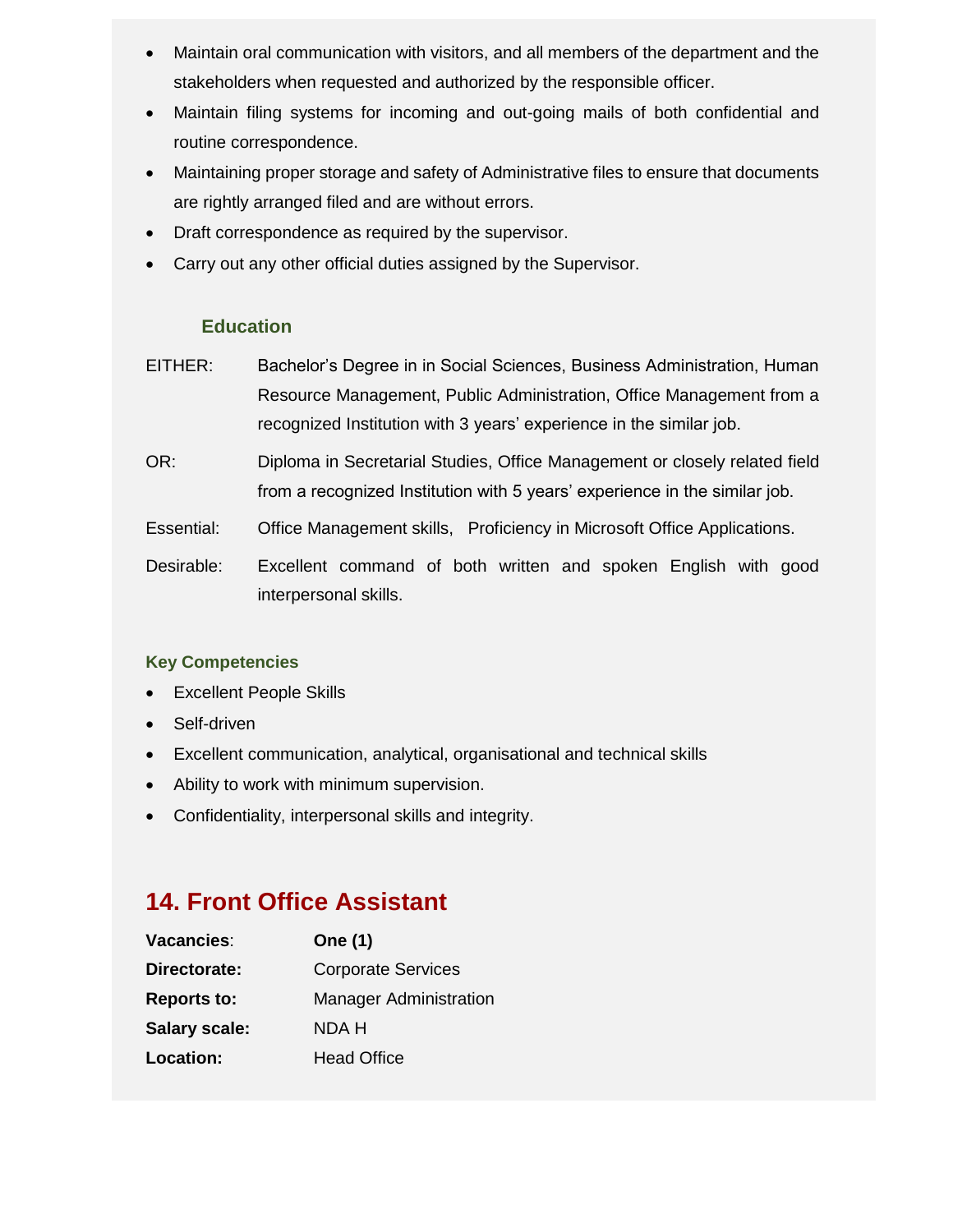- Maintain oral communication with visitors, and all members of the department and the stakeholders when requested and authorized by the responsible officer.
- Maintain filing systems for incoming and out-going mails of both confidential and routine correspondence.
- Maintaining proper storage and safety of Administrative files to ensure that documents are rightly arranged filed and are without errors.
- Draft correspondence as required by the supervisor.
- Carry out any other official duties assigned by the Supervisor.

### Education

| | |
|---|---|
| EITHER: | Bachelor's Degree in in Social Sciences, Business Administration, Human Resource Management, Public Administration, Office Management from a recognized Institution with 3 years' experience in the similar job. |
| OR: | Diploma in Secretarial Studies, Office Management or closely related field from a recognized Institution with 5 years' experience in the similar job. |
| Essential: | Office Management skills, Proficiency in Microsoft Office Applications. |
| Desirable: | Excellent command of both written and spoken English with good interpersonal skills. |

### Key Competencies

- Excellent People Skills
- Self-driven
- Excellent communication, analytical, organisational and technical skills
- Ability to work with minimum supervision.
- Confidentiality, interpersonal skills and integrity.

## 14. Front Office Assistant

| | |
|---|---|
| **Vacancies**: | **One (1)** |
| **Directorate:** | Corporate Services |
| **Reports to:** | Manager Administration |
| **Salary scale:** | NDA H |
| **Location:** | Head Office |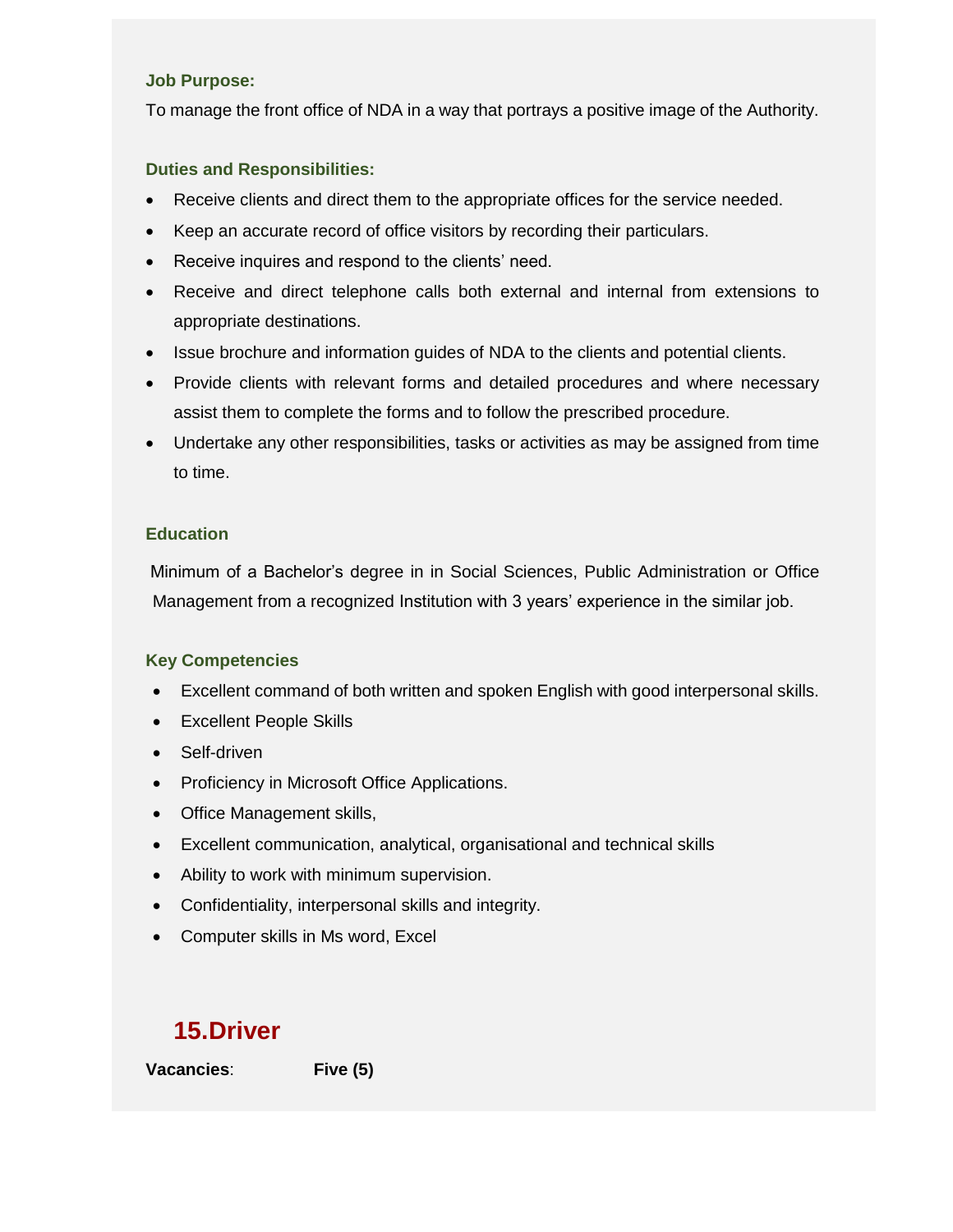**Job Purpose:**

To manage the front office of NDA in a way that portrays a positive image of the Authority.

**Duties and Responsibilities:**

- Receive clients and direct them to the appropriate offices for the service needed.
- Keep an accurate record of office visitors by recording their particulars.
- Receive inquires and respond to the clients' need.
- Receive and direct telephone calls both external and internal from extensions to appropriate destinations.
- Issue brochure and information guides of NDA to the clients and potential clients.
- Provide clients with relevant forms and detailed procedures and where necessary assist them to complete the forms and to follow the prescribed procedure.
- Undertake any other responsibilities, tasks or activities as may be assigned from time to time.

**Education**

Minimum of a Bachelor's degree in in Social Sciences, Public Administration or Office Management from a recognized Institution with 3 years' experience in the similar job.

**Key Competencies**

- Excellent command of both written and spoken English with good interpersonal skills.
- Excellent People Skills
- Self-driven
- Proficiency in Microsoft Office Applications.
- Office Management skills,
- Excellent communication, analytical, organisational and technical skills
- Ability to work with minimum supervision.
- Confidentiality, interpersonal skills and integrity.
- Computer skills in Ms word, Excel

## 15.Driver

**Vacancies**: **Five (5)**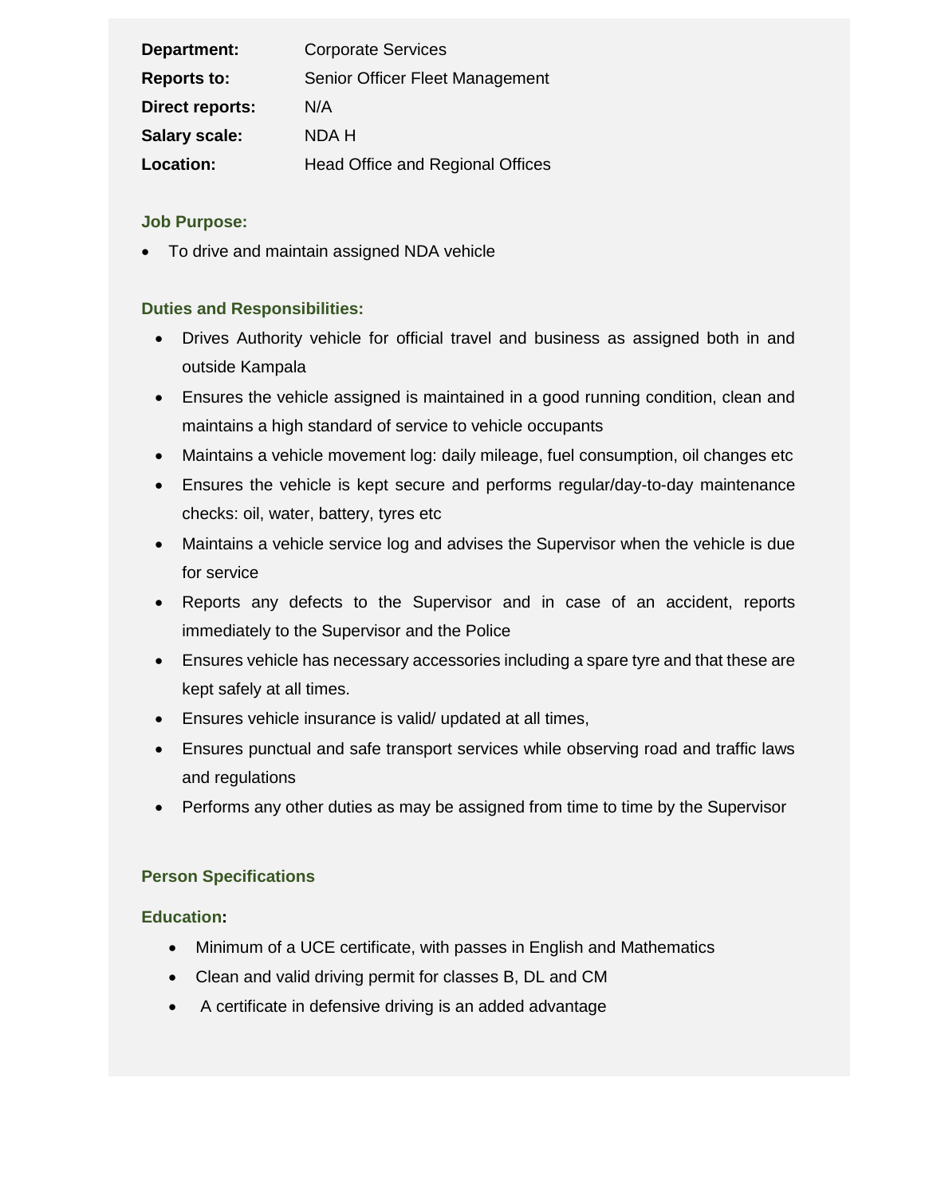**Department:** Corporate Services

**Reports to:** Senior Officer Fleet Management

**Direct reports:** N/A

**Salary scale:** NDA H

**Location:** Head Office and Regional Offices

**Job Purpose:**

- To drive and maintain assigned NDA vehicle

**Duties and Responsibilities:**

- Drives Authority vehicle for official travel and business as assigned both in and outside Kampala
- Ensures the vehicle assigned is maintained in a good running condition, clean and maintains a high standard of service to vehicle occupants
- Maintains a vehicle movement log: daily mileage, fuel consumption, oil changes etc
- Ensures the vehicle is kept secure and performs regular/day-to-day maintenance checks: oil, water, battery, tyres etc
- Maintains a vehicle service log and advises the Supervisor when the vehicle is due for service
- Reports any defects to the Supervisor and in case of an accident, reports immediately to the Supervisor and the Police
- Ensures vehicle has necessary accessories including a spare tyre and that these are kept safely at all times.
- Ensures vehicle insurance is valid/ updated at all times,
- Ensures punctual and safe transport services while observing road and traffic laws and regulations
- Performs any other duties as may be assigned from time to time by the Supervisor

**Person Specifications**

**Education:**

- Minimum of a UCE certificate, with passes in English and Mathematics
- Clean and valid driving permit for classes B, DL and CM
- A certificate in defensive driving is an added advantage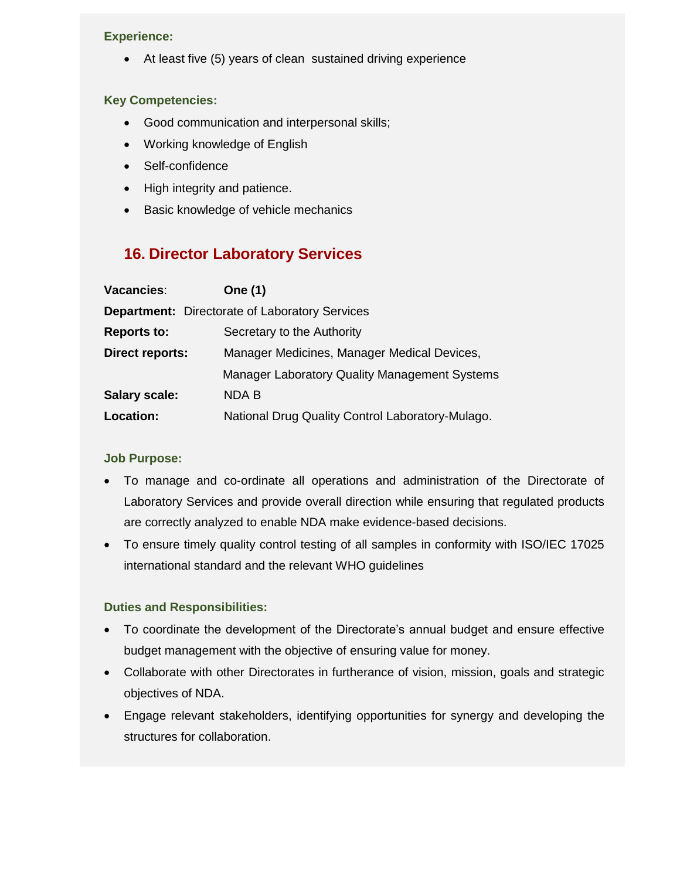**Experience:**

- At least five (5) years of clean sustained driving experience

**Key Competencies:**

- Good communication and interpersonal skills;
- Working knowledge of English
- Self-confidence
- High integrity and patience.
- Basic knowledge of vehicle mechanics

## 16. Director Laboratory Services

**Vacancies**: **One (1)**

**Department:** Directorate of Laboratory Services

**Reports to:** Secretary to the Authority

**Direct reports:** Manager Medicines, Manager Medical Devices, Manager Laboratory Quality Management Systems

**Salary scale:** NDA B

**Location:** National Drug Quality Control Laboratory-Mulago.

**Job Purpose:**

- To manage and co-ordinate all operations and administration of the Directorate of Laboratory Services and provide overall direction while ensuring that regulated products are correctly analyzed to enable NDA make evidence-based decisions.
- To ensure timely quality control testing of all samples in conformity with ISO/IEC 17025 international standard and the relevant WHO guidelines

**Duties and Responsibilities:**

- To coordinate the development of the Directorate's annual budget and ensure effective budget management with the objective of ensuring value for money.
- Collaborate with other Directorates in furtherance of vision, mission, goals and strategic objectives of NDA.
- Engage relevant stakeholders, identifying opportunities for synergy and developing the structures for collaboration.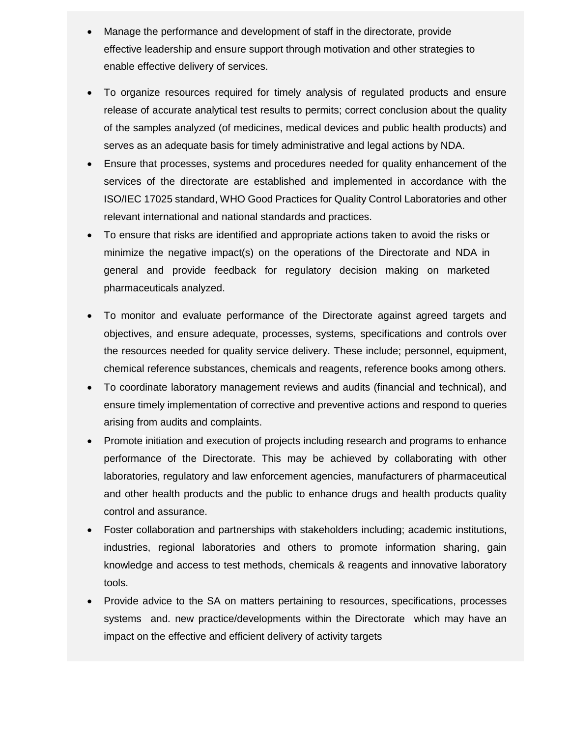- Manage the performance and development of staff in the directorate, provide effective leadership and ensure support through motivation and other strategies to enable effective delivery of services.
- To organize resources required for timely analysis of regulated products and ensure release of accurate analytical test results to permits; correct conclusion about the quality of the samples analyzed (of medicines, medical devices and public health products) and serves as an adequate basis for timely administrative and legal actions by NDA.
- Ensure that processes, systems and procedures needed for quality enhancement of the services of the directorate are established and implemented in accordance with the ISO/IEC 17025 standard, WHO Good Practices for Quality Control Laboratories and other relevant international and national standards and practices.
- To ensure that risks are identified and appropriate actions taken to avoid the risks or minimize the negative impact(s) on the operations of the Directorate and NDA in general and provide feedback for regulatory decision making on marketed pharmaceuticals analyzed.
- To monitor and evaluate performance of the Directorate against agreed targets and objectives, and ensure adequate, processes, systems, specifications and controls over the resources needed for quality service delivery. These include; personnel, equipment, chemical reference substances, chemicals and reagents, reference books among others.
- To coordinate laboratory management reviews and audits (financial and technical), and ensure timely implementation of corrective and preventive actions and respond to queries arising from audits and complaints.
- Promote initiation and execution of projects including research and programs to enhance performance of the Directorate. This may be achieved by collaborating with other laboratories, regulatory and law enforcement agencies, manufacturers of pharmaceutical and other health products and the public to enhance drugs and health products quality control and assurance.
- Foster collaboration and partnerships with stakeholders including; academic institutions, industries, regional laboratories and others to promote information sharing, gain knowledge and access to test methods, chemicals & reagents and innovative laboratory tools.
- Provide advice to the SA on matters pertaining to resources, specifications, processes systems and. new practice/developments within the Directorate which may have an impact on the effective and efficient delivery of activity targets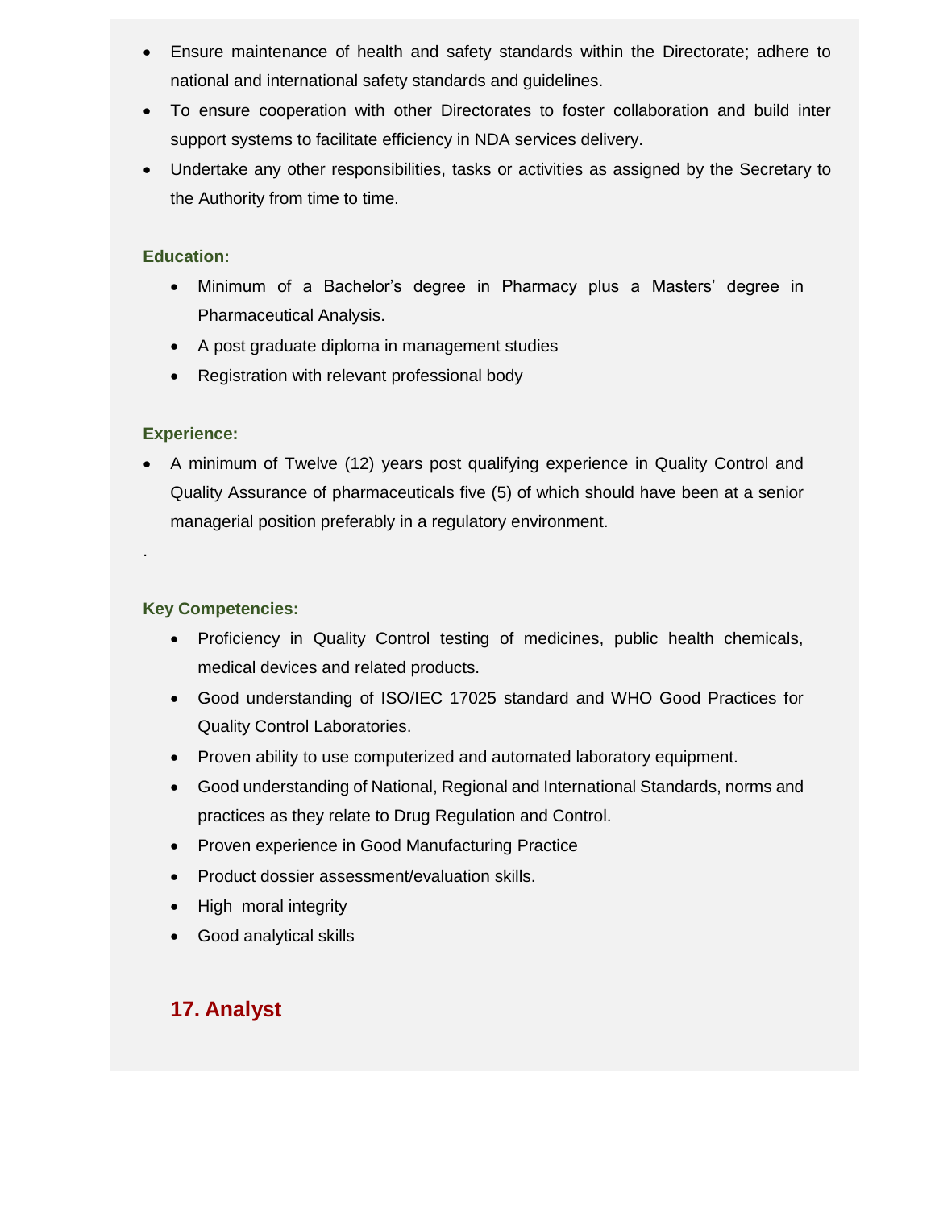- Ensure maintenance of health and safety standards within the Directorate; adhere to national and international safety standards and guidelines.
- To ensure cooperation with other Directorates to foster collaboration and build inter support systems to facilitate efficiency in NDA services delivery.
- Undertake any other responsibilities, tasks or activities as assigned by the Secretary to the Authority from time to time.

**Education:**

- Minimum of a Bachelor's degree in Pharmacy plus a Masters' degree in Pharmaceutical Analysis.
- A post graduate diploma in management studies
- Registration with relevant professional body

**Experience:**

- A minimum of Twelve (12) years post qualifying experience in Quality Control and Quality Assurance of pharmaceuticals five (5) of which should have been at a senior managerial position preferably in a regulatory environment.

.

**Key Competencies:**

- Proficiency in Quality Control testing of medicines, public health chemicals, medical devices and related products.
- Good understanding of ISO/IEC 17025 standard and WHO Good Practices for Quality Control Laboratories.
- Proven ability to use computerized and automated laboratory equipment.
- Good understanding of National, Regional and International Standards, norms and practices as they relate to Drug Regulation and Control.
- Proven experience in Good Manufacturing Practice
- Product dossier assessment/evaluation skills.
- High moral integrity
- Good analytical skills

## 17. Analyst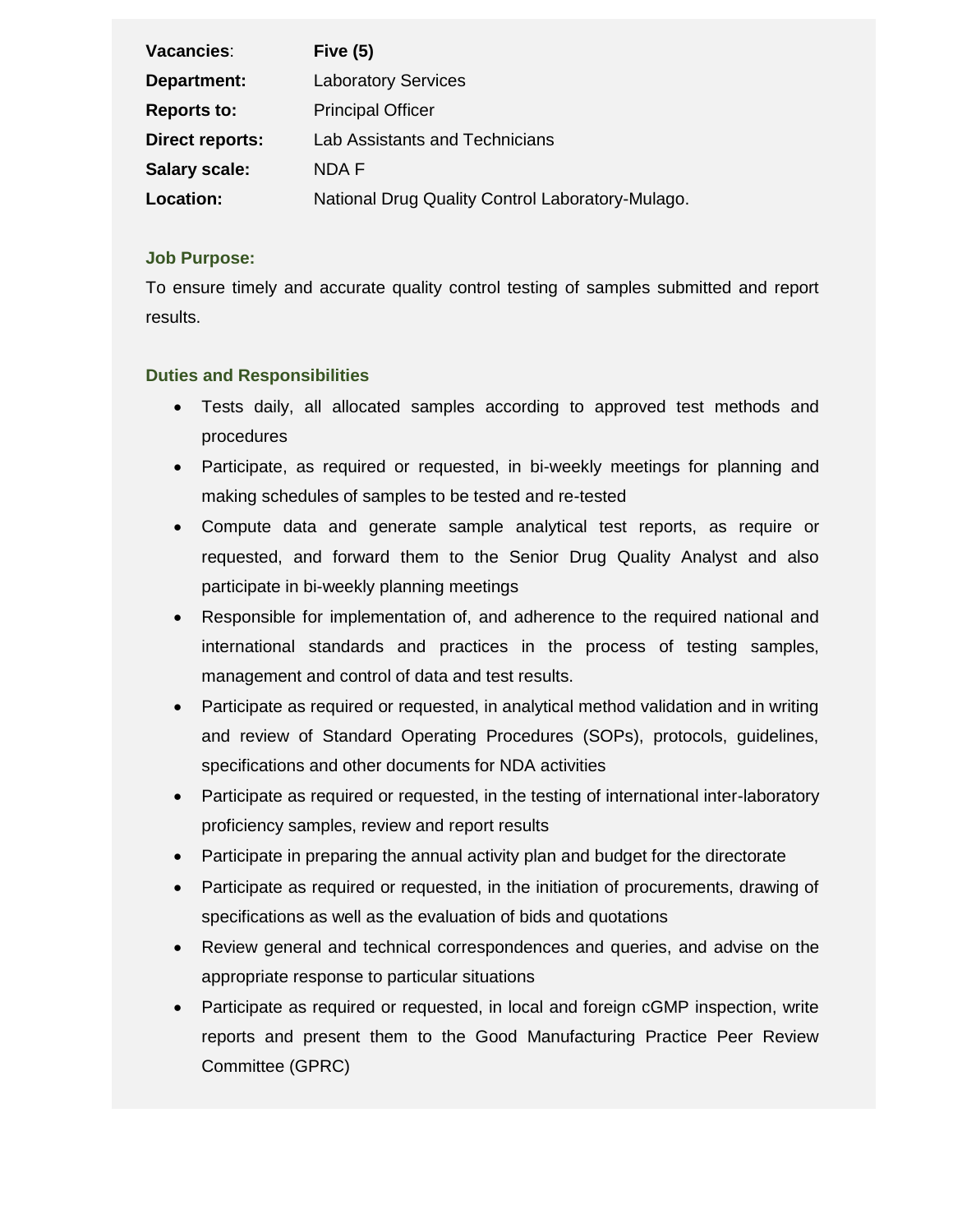| | |
|---|---|
| **Vacancies**: | **Five (5)** |
| **Department:** | Laboratory Services |
| **Reports to:** | Principal Officer |
| **Direct reports:** | Lab Assistants and Technicians |
| **Salary scale:** | NDA F |
| **Location:** | National Drug Quality Control Laboratory-Mulago. |

### Job Purpose:

To ensure timely and accurate quality control testing of samples submitted and report results.

### Duties and Responsibilities

- Tests daily, all allocated samples according to approved test methods and procedures
- Participate, as required or requested, in bi-weekly meetings for planning and making schedules of samples to be tested and re-tested
- Compute data and generate sample analytical test reports, as require or requested, and forward them to the Senior Drug Quality Analyst and also participate in bi-weekly planning meetings
- Responsible for implementation of, and adherence to the required national and international standards and practices in the process of testing samples, management and control of data and test results.
- Participate as required or requested, in analytical method validation and in writing and review of Standard Operating Procedures (SOPs), protocols, guidelines, specifications and other documents for NDA activities
- Participate as required or requested, in the testing of international inter-laboratory proficiency samples, review and report results
- Participate in preparing the annual activity plan and budget for the directorate
- Participate as required or requested, in the initiation of procurements, drawing of specifications as well as the evaluation of bids and quotations
- Review general and technical correspondences and queries, and advise on the appropriate response to particular situations
- Participate as required or requested, in local and foreign cGMP inspection, write reports and present them to the Good Manufacturing Practice Peer Review Committee (GPRC)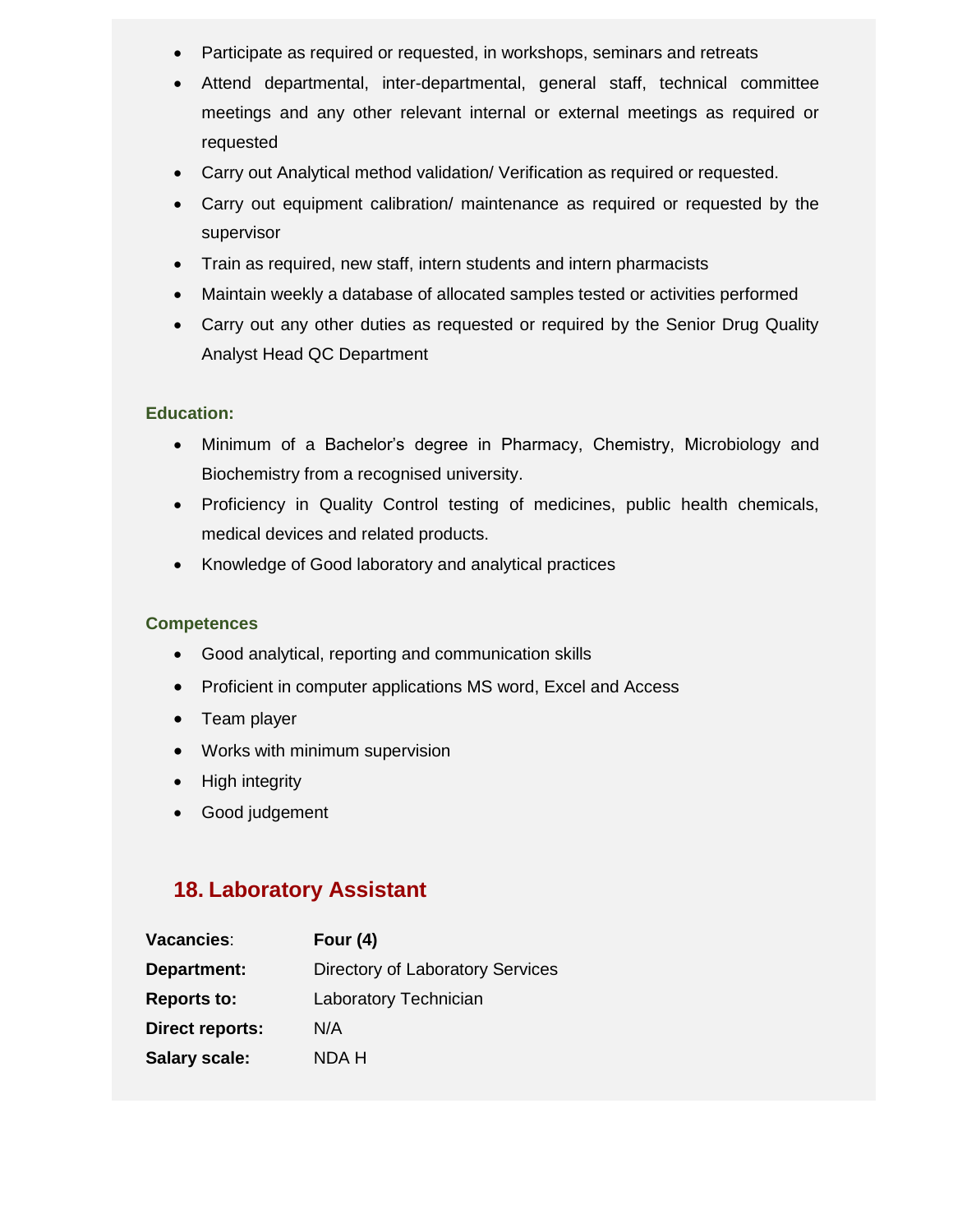- Participate as required or requested, in workshops, seminars and retreats
- Attend departmental, inter-departmental, general staff, technical committee meetings and any other relevant internal or external meetings as required or requested
- Carry out Analytical method validation/ Verification as required or requested.
- Carry out equipment calibration/ maintenance as required or requested by the supervisor
- Train as required, new staff, intern students and intern pharmacists
- Maintain weekly a database of allocated samples tested or activities performed
- Carry out any other duties as requested or required by the Senior Drug Quality Analyst Head QC Department

**Education:**

- Minimum of a Bachelor's degree in Pharmacy, Chemistry, Microbiology and Biochemistry from a recognised university.
- Proficiency in Quality Control testing of medicines, public health chemicals, medical devices and related products.
- Knowledge of Good laboratory and analytical practices

**Competences**

- Good analytical, reporting and communication skills
- Proficient in computer applications MS word, Excel and Access
- Team player
- Works with minimum supervision
- High integrity
- Good judgement

## 18. Laboratory Assistant

**Vacancies**: **Four (4)**
**Department:** Directory of Laboratory Services
**Reports to:** Laboratory Technician
**Direct reports:** N/A
**Salary scale:** NDA H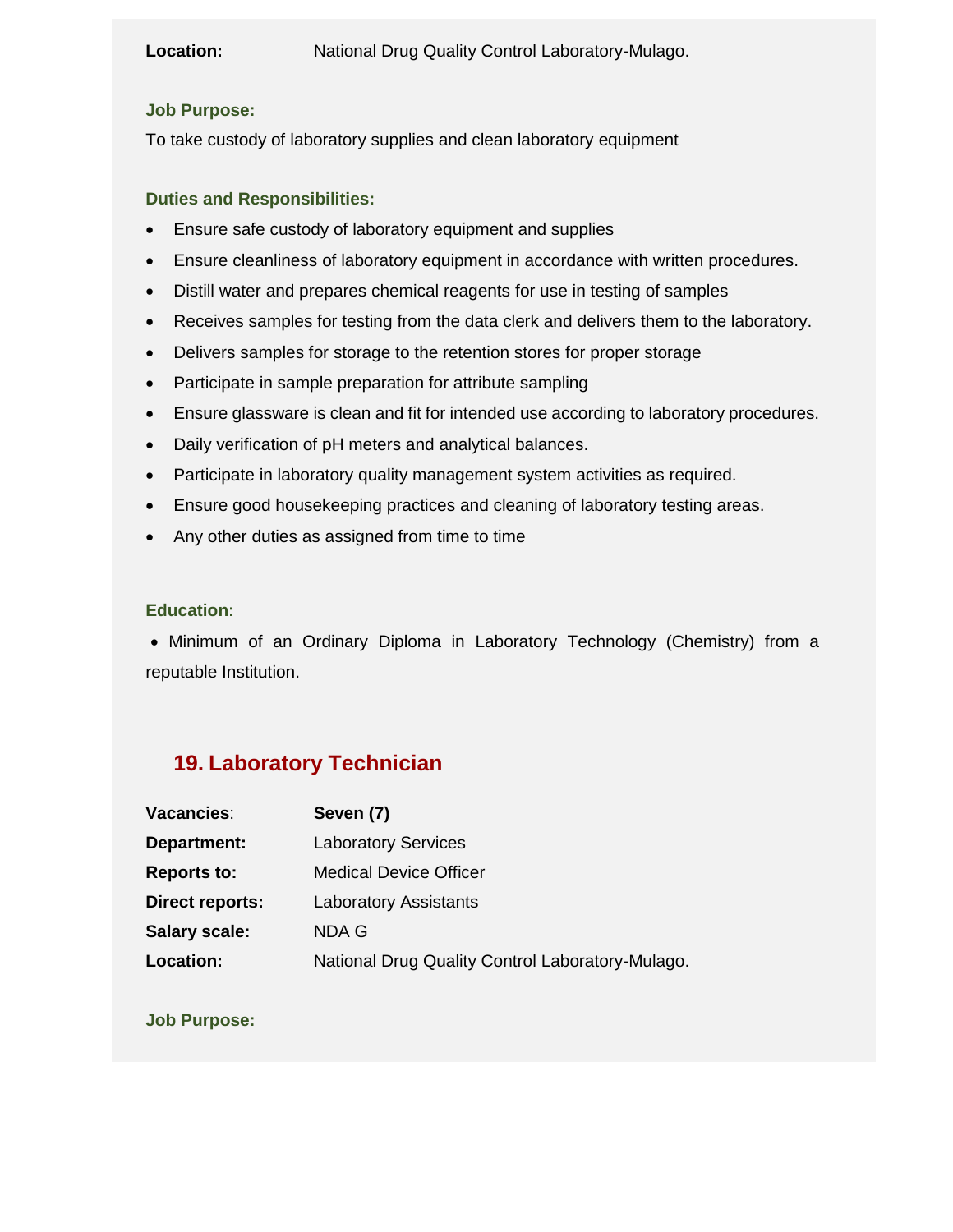**Location:** National Drug Quality Control Laboratory-Mulago.

**Job Purpose:**

To take custody of laboratory supplies and clean laboratory equipment

**Duties and Responsibilities:**

- Ensure safe custody of laboratory equipment and supplies
- Ensure cleanliness of laboratory equipment in accordance with written procedures.
- Distill water and prepares chemical reagents for use in testing of samples
- Receives samples for testing from the data clerk and delivers them to the laboratory.
- Delivers samples for storage to the retention stores for proper storage
- Participate in sample preparation for attribute sampling
- Ensure glassware is clean and fit for intended use according to laboratory procedures.
- Daily verification of pH meters and analytical balances.
- Participate in laboratory quality management system activities as required.
- Ensure good housekeeping practices and cleaning of laboratory testing areas.
- Any other duties as assigned from time to time

**Education:**

- Minimum of an Ordinary Diploma in Laboratory Technology (Chemistry) from a reputable Institution.

## 19. Laboratory Technician

**Vacancies**: **Seven (7)**
**Department:** Laboratory Services
**Reports to:** Medical Device Officer
**Direct reports:** Laboratory Assistants
**Salary scale:** NDA G
**Location:** National Drug Quality Control Laboratory-Mulago.

**Job Purpose:**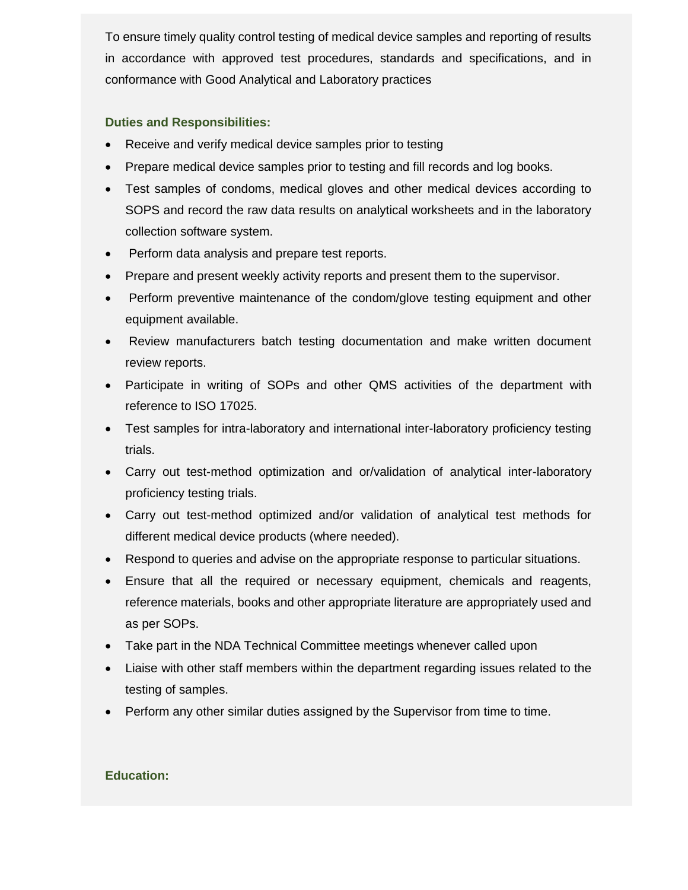To ensure timely quality control testing of medical device samples and reporting of results in accordance with approved test procedures, standards and specifications, and in conformance with Good Analytical and Laboratory practices

**Duties and Responsibilities:**

- Receive and verify medical device samples prior to testing
- Prepare medical device samples prior to testing and fill records and log books.
- Test samples of condoms, medical gloves and other medical devices according to SOPS and record the raw data results on analytical worksheets and in the laboratory collection software system.
- Perform data analysis and prepare test reports.
- Prepare and present weekly activity reports and present them to the supervisor.
- Perform preventive maintenance of the condom/glove testing equipment and other equipment available.
- Review manufacturers batch testing documentation and make written document review reports.
- Participate in writing of SOPs and other QMS activities of the department with reference to ISO 17025.
- Test samples for intra-laboratory and international inter-laboratory proficiency testing trials.
- Carry out test-method optimization and or/validation of analytical inter-laboratory proficiency testing trials.
- Carry out test-method optimized and/or validation of analytical test methods for different medical device products (where needed).
- Respond to queries and advise on the appropriate response to particular situations.
- Ensure that all the required or necessary equipment, chemicals and reagents, reference materials, books and other appropriate literature are appropriately used and as per SOPs.
- Take part in the NDA Technical Committee meetings whenever called upon
- Liaise with other staff members within the department regarding issues related to the testing of samples.
- Perform any other similar duties assigned by the Supervisor from time to time.

**Education:**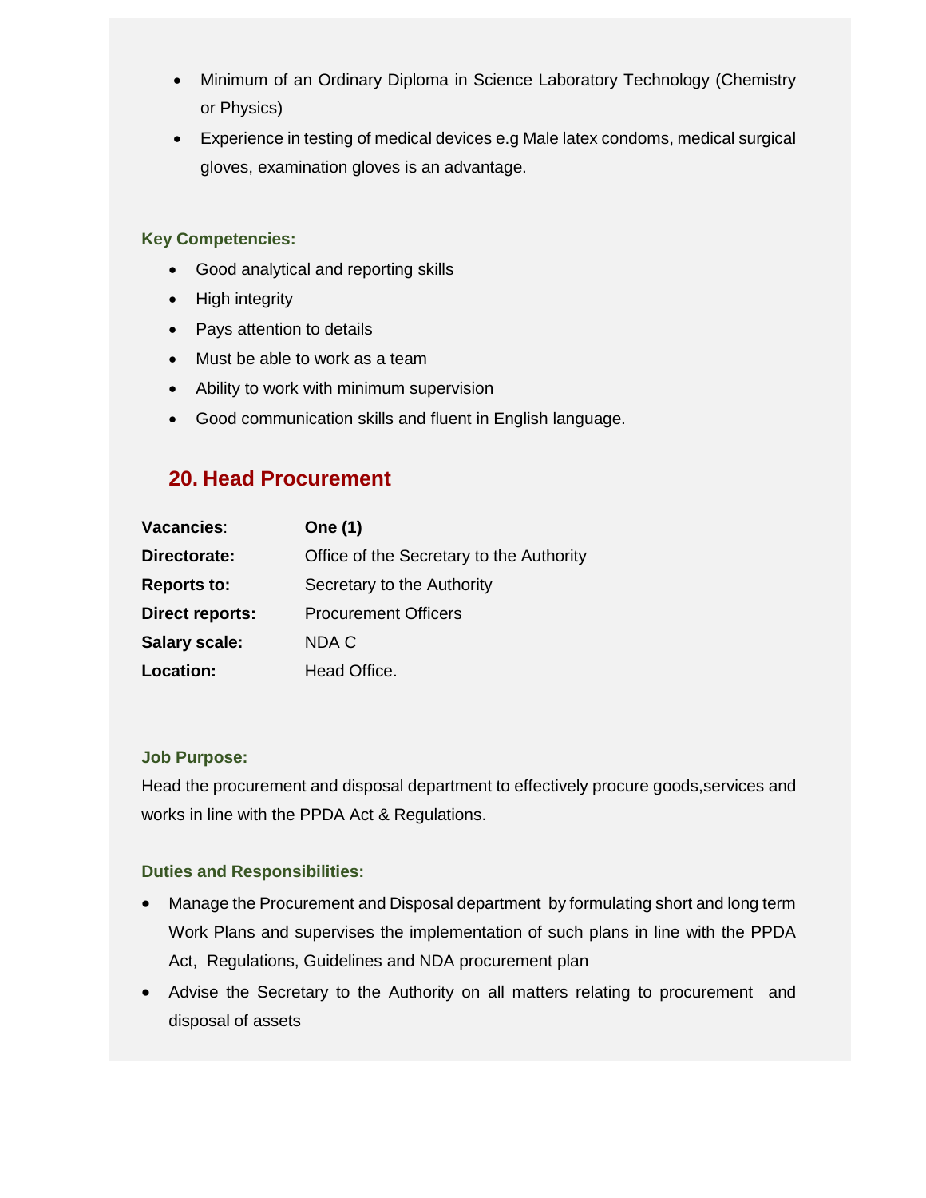- Minimum of an Ordinary Diploma in Science Laboratory Technology (Chemistry or Physics)
- Experience in testing of medical devices e.g Male latex condoms, medical surgical gloves, examination gloves is an advantage.

**Key Competencies:**

- Good analytical and reporting skills
- High integrity
- Pays attention to details
- Must be able to work as a team
- Ability to work with minimum supervision
- Good communication skills and fluent in English language.

## 20. Head Procurement

| | |
|---|---|
| **Vacancies**: | **One (1)** |
| **Directorate:** | Office of the Secretary to the Authority |
| **Reports to:** | Secretary to the Authority |
| **Direct reports:** | Procurement Officers |
| **Salary scale:** | NDA C |
| **Location:** | Head Office. |

**Job Purpose:**

Head the procurement and disposal department to effectively procure goods,services and works in line with the PPDA Act & Regulations.

**Duties and Responsibilities:**

- Manage the Procurement and Disposal department by formulating short and long term Work Plans and supervises the implementation of such plans in line with the PPDA Act, Regulations, Guidelines and NDA procurement plan
- Advise the Secretary to the Authority on all matters relating to procurement and disposal of assets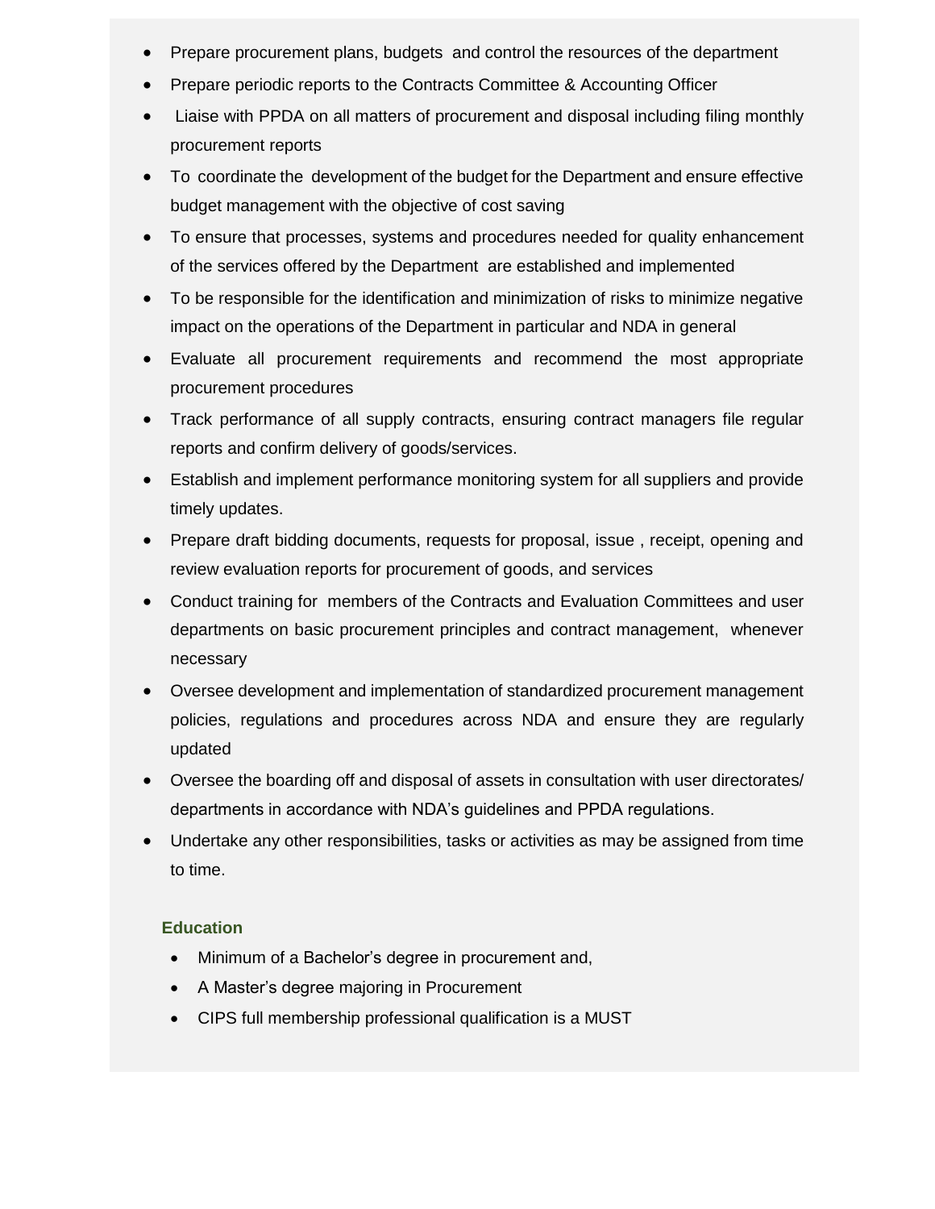- Prepare procurement plans, budgets and control the resources of the department
- Prepare periodic reports to the Contracts Committee & Accounting Officer
- Liaise with PPDA on all matters of procurement and disposal including filing monthly procurement reports
- To coordinate the development of the budget for the Department and ensure effective budget management with the objective of cost saving
- To ensure that processes, systems and procedures needed for quality enhancement of the services offered by the Department are established and implemented
- To be responsible for the identification and minimization of risks to minimize negative impact on the operations of the Department in particular and NDA in general
- Evaluate all procurement requirements and recommend the most appropriate procurement procedures
- Track performance of all supply contracts, ensuring contract managers file regular reports and confirm delivery of goods/services.
- Establish and implement performance monitoring system for all suppliers and provide timely updates.
- Prepare draft bidding documents, requests for proposal, issue , receipt, opening and review evaluation reports for procurement of goods, and services
- Conduct training for members of the Contracts and Evaluation Committees and user departments on basic procurement principles and contract management, whenever necessary
- Oversee development and implementation of standardized procurement management policies, regulations and procedures across NDA and ensure they are regularly updated
- Oversee the boarding off and disposal of assets in consultation with user directorates/ departments in accordance with NDA's guidelines and PPDA regulations.
- Undertake any other responsibilities, tasks or activities as may be assigned from time to time.

**Education**

- Minimum of a Bachelor's degree in procurement and,
- A Master's degree majoring in Procurement
- CIPS full membership professional qualification is a MUST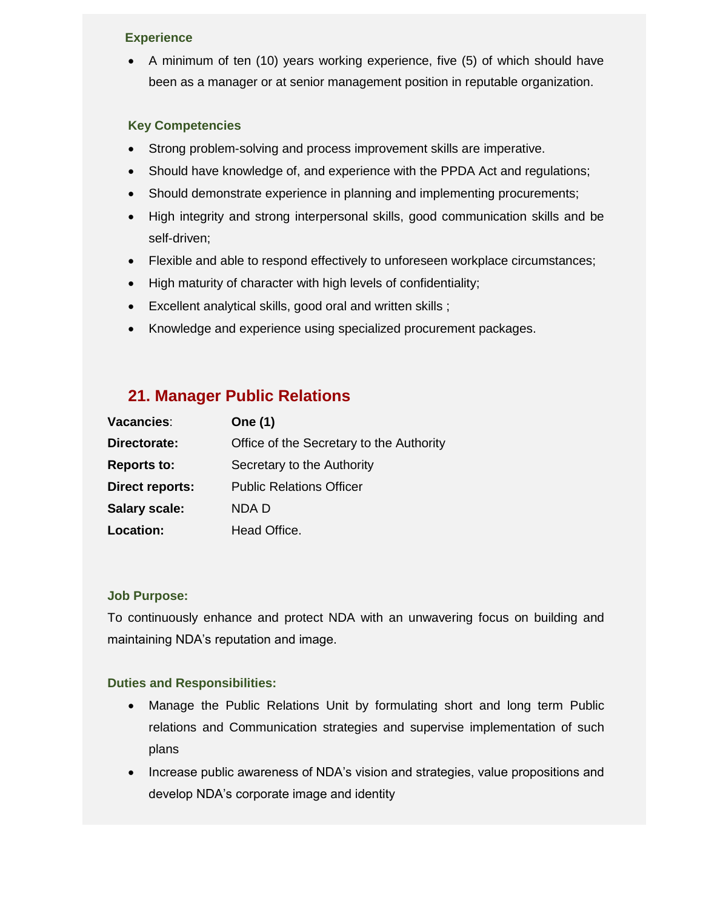### Experience

- A minimum of ten (10) years working experience, five (5) of which should have been as a manager or at senior management position in reputable organization.

### Key Competencies

- Strong problem-solving and process improvement skills are imperative.
- Should have knowledge of, and experience with the PPDA Act and regulations;
- Should demonstrate experience in planning and implementing procurements;
- High integrity and strong interpersonal skills, good communication skills and be self-driven;
- Flexible and able to respond effectively to unforeseen workplace circumstances;
- High maturity of character with high levels of confidentiality;
- Excellent analytical skills, good oral and written skills ;
- Knowledge and experience using specialized procurement packages.

## 21. Manager Public Relations

| | |
|---|---|
| **Vacancies**: | **One (1)** |
| **Directorate:** | Office of the Secretary to the Authority |
| **Reports to:** | Secretary to the Authority |
| **Direct reports:** | Public Relations Officer |
| **Salary scale:** | NDA D |
| **Location:** | Head Office. |

### Job Purpose:

To continuously enhance and protect NDA with an unwavering focus on building and maintaining NDA's reputation and image.

### Duties and Responsibilities:

- Manage the Public Relations Unit by formulating short and long term Public relations and Communication strategies and supervise implementation of such plans
- Increase public awareness of NDA's vision and strategies, value propositions and develop NDA's corporate image and identity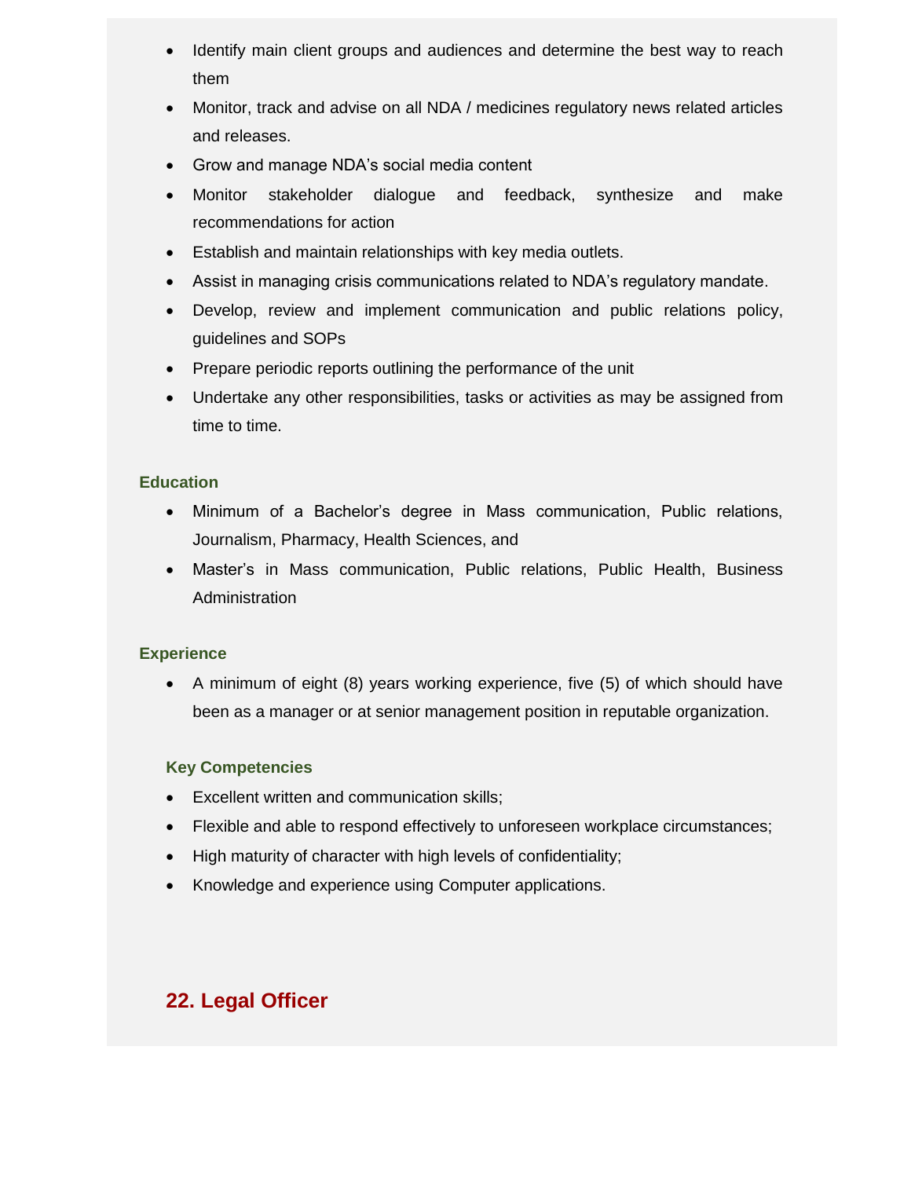- Identify main client groups and audiences and determine the best way to reach them
- Monitor, track and advise on all NDA / medicines regulatory news related articles and releases.
- Grow and manage NDA's social media content
- Monitor stakeholder dialogue and feedback, synthesize and make recommendations for action
- Establish and maintain relationships with key media outlets.
- Assist in managing crisis communications related to NDA's regulatory mandate.
- Develop, review and implement communication and public relations policy, guidelines and SOPs
- Prepare periodic reports outlining the performance of the unit
- Undertake any other responsibilities, tasks or activities as may be assigned from time to time.

### Education

- Minimum of a Bachelor's degree in Mass communication, Public relations, Journalism, Pharmacy, Health Sciences, and
- Master's in Mass communication, Public relations, Public Health, Business Administration

### Experience

- A minimum of eight (8) years working experience, five (5) of which should have been as a manager or at senior management position in reputable organization.

### Key Competencies

- Excellent written and communication skills;
- Flexible and able to respond effectively to unforeseen workplace circumstances;
- High maturity of character with high levels of confidentiality;
- Knowledge and experience using Computer applications.

## 22. Legal Officer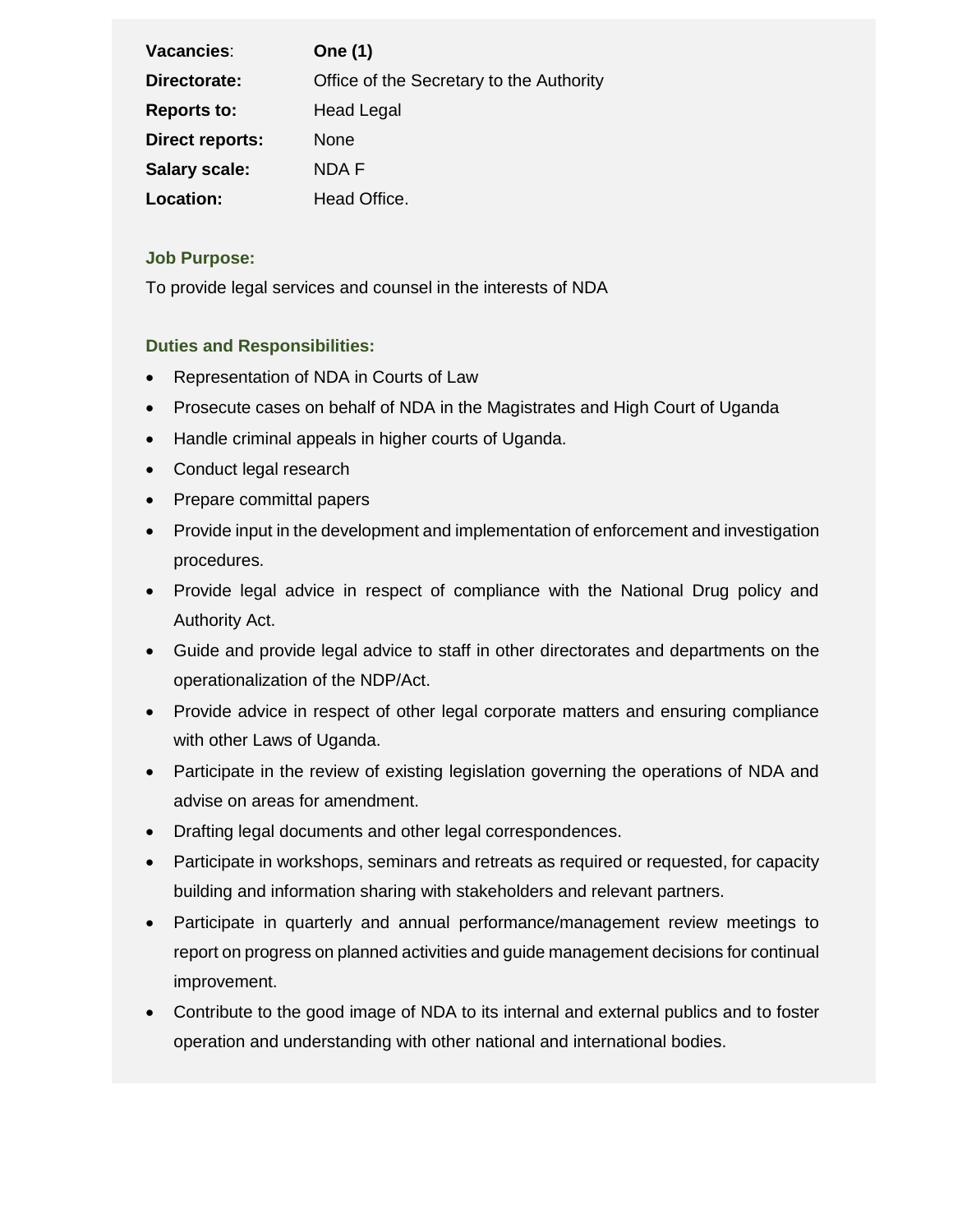| | |
|---|---|
| **Vacancies**: | **One (1)** |
| **Directorate:** | Office of the Secretary to the Authority |
| **Reports to:** | Head Legal |
| **Direct reports:** | None |
| **Salary scale:** | NDA F |
| **Location:** | Head Office. |

**Job Purpose:**

To provide legal services and counsel in the interests of NDA

**Duties and Responsibilities:**

- Representation of NDA in Courts of Law
- Prosecute cases on behalf of NDA in the Magistrates and High Court of Uganda
- Handle criminal appeals in higher courts of Uganda.
- Conduct legal research
- Prepare committal papers
- Provide input in the development and implementation of enforcement and investigation procedures.
- Provide legal advice in respect of compliance with the National Drug policy and Authority Act.
- Guide and provide legal advice to staff in other directorates and departments on the operationalization of the NDP/Act.
- Provide advice in respect of other legal corporate matters and ensuring compliance with other Laws of Uganda.
- Participate in the review of existing legislation governing the operations of NDA and advise on areas for amendment.
- Drafting legal documents and other legal correspondences.
- Participate in workshops, seminars and retreats as required or requested, for capacity building and information sharing with stakeholders and relevant partners.
- Participate in quarterly and annual performance/management review meetings to report on progress on planned activities and guide management decisions for continual improvement.
- Contribute to the good image of NDA to its internal and external publics and to foster operation and understanding with other national and international bodies.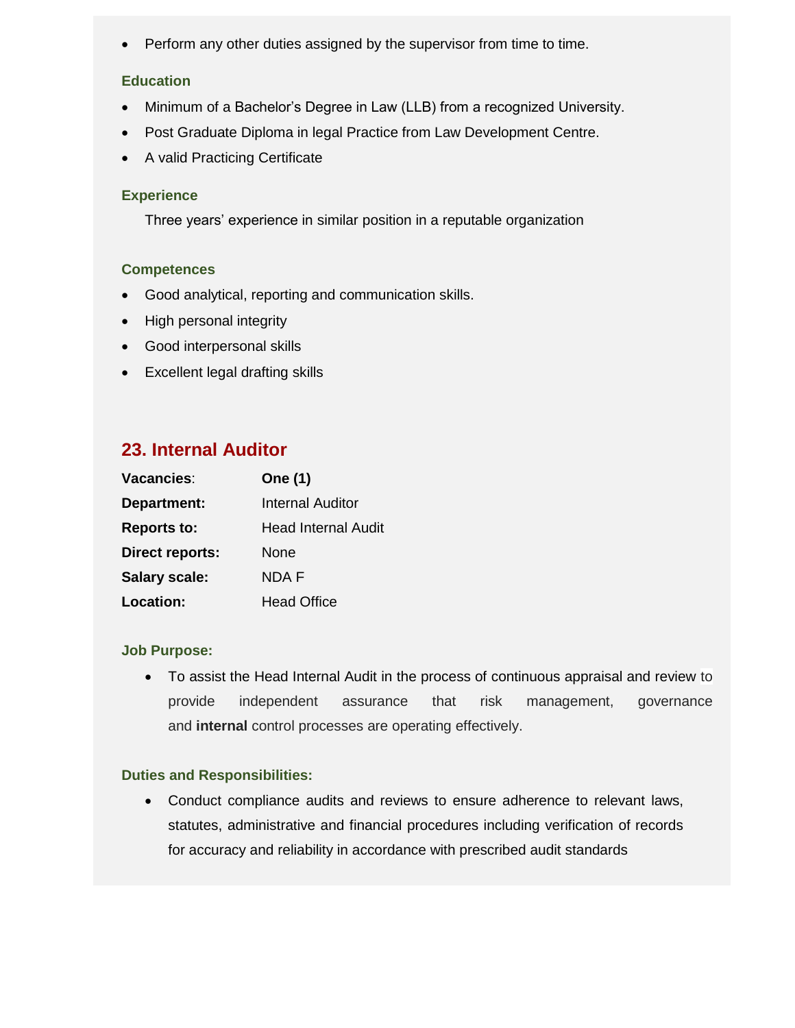- Perform any other duties assigned by the supervisor from time to time.

### Education

- Minimum of a Bachelor's Degree in Law (LLB) from a recognized University.
- Post Graduate Diploma in legal Practice from Law Development Centre.
- A valid Practicing Certificate

### Experience

Three years' experience in similar position in a reputable organization

### Competences

- Good analytical, reporting and communication skills.
- High personal integrity
- Good interpersonal skills
- Excellent legal drafting skills

## 23. Internal Auditor

| | |
|---|---|
| **Vacancies**: | **One (1)** |
| **Department:** | Internal Auditor |
| **Reports to:** | Head Internal Audit |
| **Direct reports:** | None |
| **Salary scale:** | NDA F |
| **Location:** | Head Office |

### Job Purpose:

- To assist the Head Internal Audit in the process of continuous appraisal and review to provide independent assurance that risk management, governance and **internal** control processes are operating effectively.

### Duties and Responsibilities:

- Conduct compliance audits and reviews to ensure adherence to relevant laws, statutes, administrative and financial procedures including verification of records for accuracy and reliability in accordance with prescribed audit standards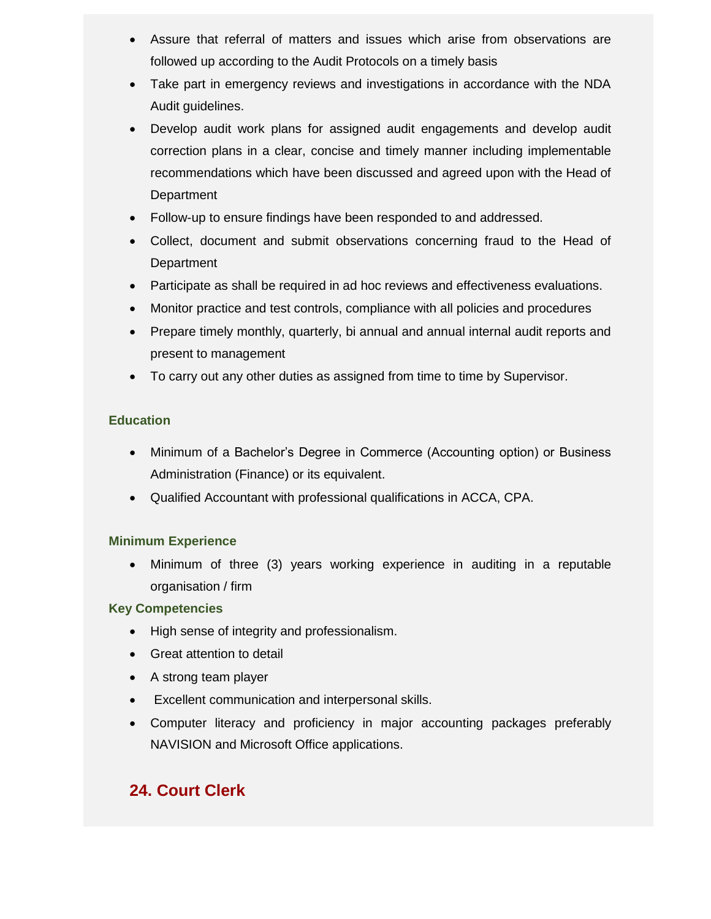- Assure that referral of matters and issues which arise from observations are followed up according to the Audit Protocols on a timely basis
- Take part in emergency reviews and investigations in accordance with the NDA Audit guidelines.
- Develop audit work plans for assigned audit engagements and develop audit correction plans in a clear, concise and timely manner including implementable recommendations which have been discussed and agreed upon with the Head of Department
- Follow-up to ensure findings have been responded to and addressed.
- Collect, document and submit observations concerning fraud to the Head of Department
- Participate as shall be required in ad hoc reviews and effectiveness evaluations.
- Monitor practice and test controls, compliance with all policies and procedures
- Prepare timely monthly, quarterly, bi annual and annual internal audit reports and present to management
- To carry out any other duties as assigned from time to time by Supervisor.

**Education**

- Minimum of a Bachelor's Degree in Commerce (Accounting option) or Business Administration (Finance) or its equivalent.
- Qualified Accountant with professional qualifications in ACCA, CPA.

**Minimum Experience**

- Minimum of three (3) years working experience in auditing in a reputable organisation / firm

**Key Competencies**

- High sense of integrity and professionalism.
- Great attention to detail
- A strong team player
- Excellent communication and interpersonal skills.
- Computer literacy and proficiency in major accounting packages preferably NAVISION and Microsoft Office applications.

## 24. Court Clerk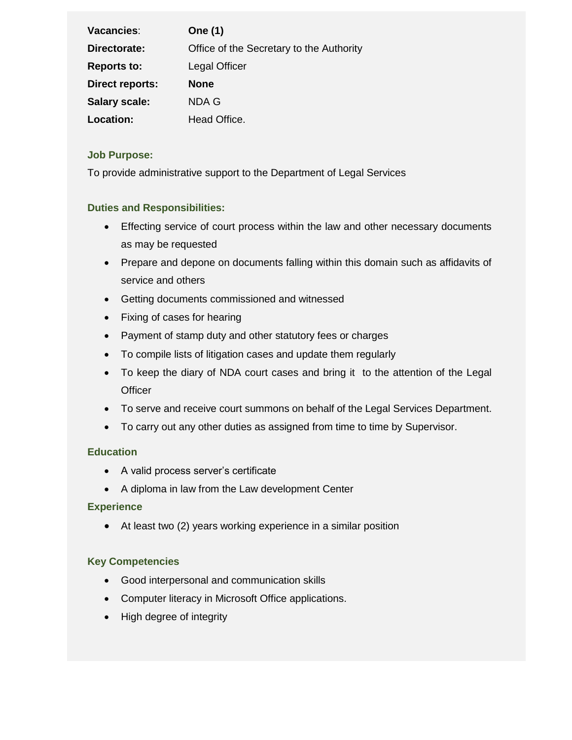| | |
|---|---|
| **Vacancies**: | **One (1)** |
| **Directorate:** | Office of the Secretary to the Authority |
| **Reports to:** | Legal Officer |
| **Direct reports:** | **None** |
| **Salary scale:** | NDA G |
| **Location:** | Head Office. |

### Job Purpose:

To provide administrative support to the Department of Legal Services

### Duties and Responsibilities:

- Effecting service of court process within the law and other necessary documents as may be requested
- Prepare and depone on documents falling within this domain such as affidavits of service and others
- Getting documents commissioned and witnessed
- Fixing of cases for hearing
- Payment of stamp duty and other statutory fees or charges
- To compile lists of litigation cases and update them regularly
- To keep the diary of NDA court cases and bring it to the attention of the Legal Officer
- To serve and receive court summons on behalf of the Legal Services Department.
- To carry out any other duties as assigned from time to time by Supervisor.

### Education

- A valid process server's certificate
- A diploma in law from the Law development Center

### Experience

- At least two (2) years working experience in a similar position

### Key Competencies

- Good interpersonal and communication skills
- Computer literacy in Microsoft Office applications.
- High degree of integrity